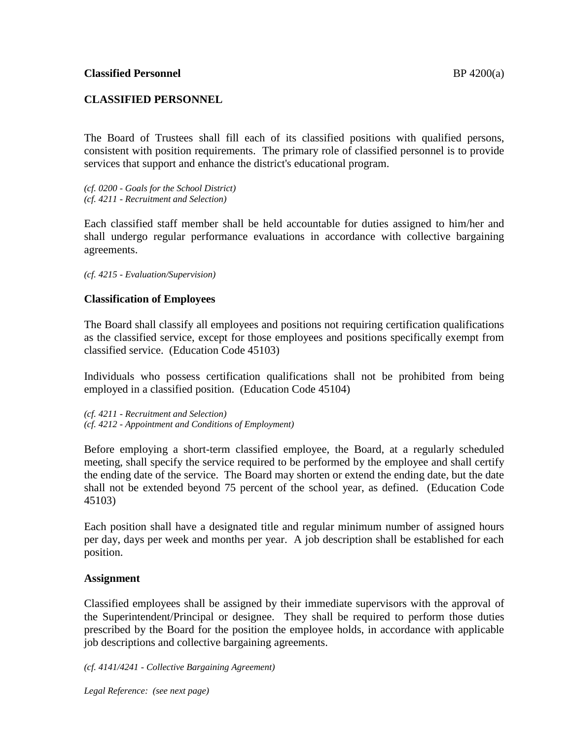# CLASSIFIED PERSONNEL

The Board of Trustees shall fill each of its classified positions with qualified persons, consistent with position requirements. The primary role of classified personnel is to provide services that support and enhance the district's educational program.

*(cf. 0200 - Goals for the School District)*
*(cf. 4211 - Recruitment and Selection)*

Each classified staff member shall be held accountable for duties assigned to him/her and shall undergo regular performance evaluations in accordance with collective bargaining agreements.

*(cf. 4215 - Evaluation/Supervision)*

## Classification of Employees

The Board shall classify all employees and positions not requiring certification qualifications as the classified service, except for those employees and positions specifically exempt from classified service. (Education Code 45103)

Individuals who possess certification qualifications shall not be prohibited from being employed in a classified position. (Education Code 45104)

*(cf. 4211 - Recruitment and Selection)*
*(cf. 4212 - Appointment and Conditions of Employment)*

Before employing a short-term classified employee, the Board, at a regularly scheduled meeting, shall specify the service required to be performed by the employee and shall certify the ending date of the service. The Board may shorten or extend the ending date, but the date shall not be extended beyond 75 percent of the school year, as defined. (Education Code 45103)

Each position shall have a designated title and regular minimum number of assigned hours per day, days per week and months per year. A job description shall be established for each position.

## Assignment

Classified employees shall be assigned by their immediate supervisors with the approval of the Superintendent/Principal or designee. They shall be required to perform those duties prescribed by the Board for the position the employee holds, in accordance with applicable job descriptions and collective bargaining agreements.

*(cf. 4141/4241 - Collective Bargaining Agreement)*

*Legal Reference: (see next page)*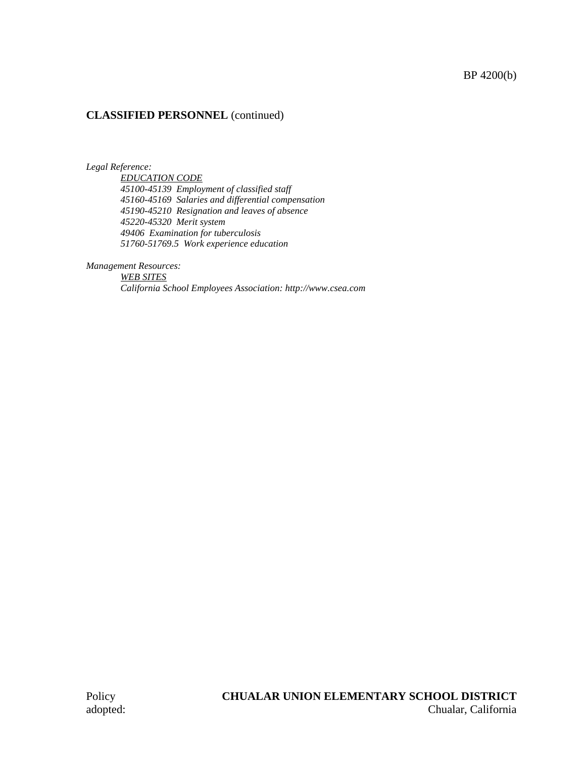## CLASSIFIED PERSONNEL (continued)

*Legal Reference:*

*EDUCATION CODE*
*45100-45139 Employment of classified staff*
*45160-45169 Salaries and differential compensation*
*45190-45210 Resignation and leaves of absence*
*45220-45320 Merit system*
*49406 Examination for tuberculosis*
*51760-51769.5 Work experience education*

*Management Resources:*

*WEB SITES*
*California School Employees Association: http://www.csea.com*

Policy adopted:

**CHUALAR UNION ELEMENTARY SCHOOL DISTRICT**
Chualar, California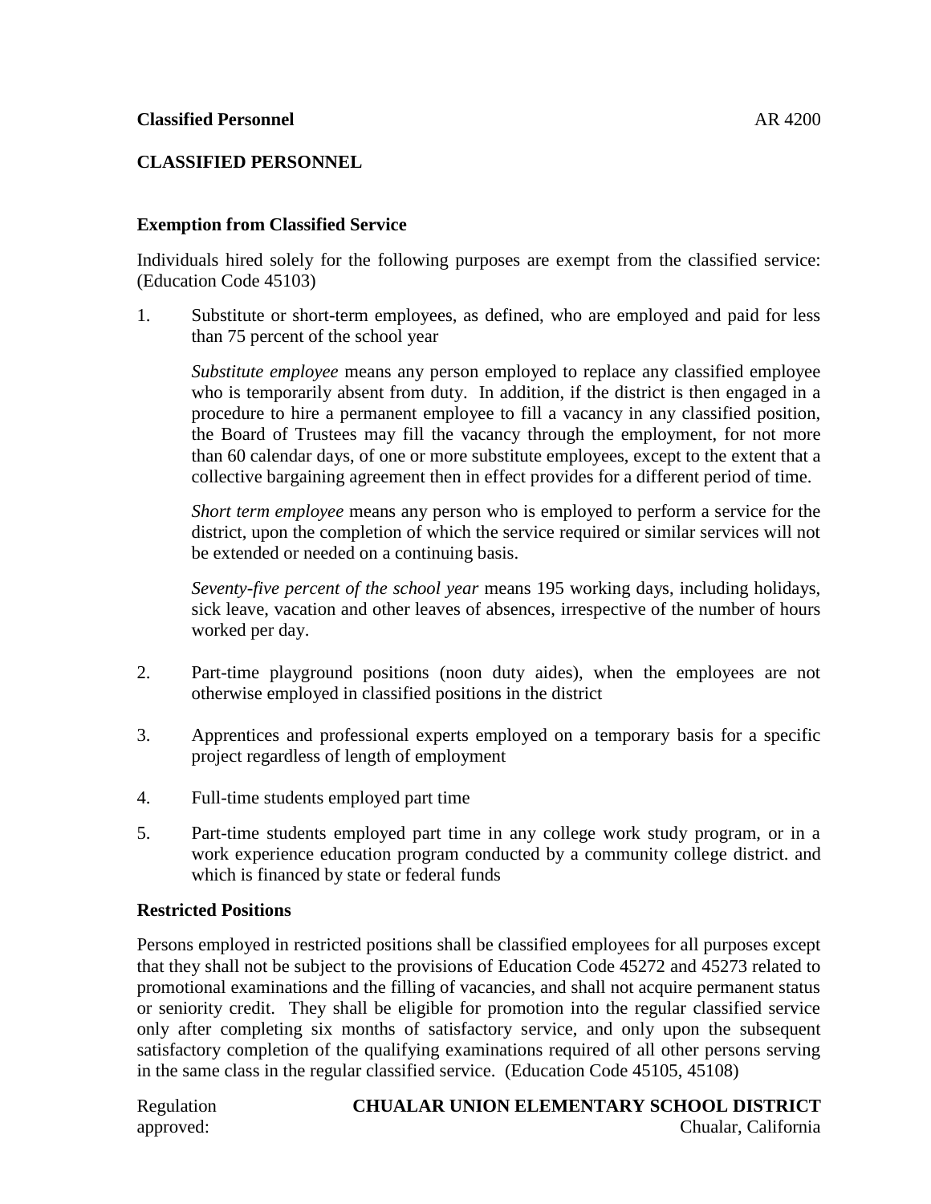## CLASSIFIED PERSONNEL

### Exemption from Classified Service

Individuals hired solely for the following purposes are exempt from the classified service: (Education Code 45103)

1. Substitute or short-term employees, as defined, who are employed and paid for less than 75 percent of the school year

   *Substitute employee* means any person employed to replace any classified employee who is temporarily absent from duty. In addition, if the district is then engaged in a procedure to hire a permanent employee to fill a vacancy in any classified position, the Board of Trustees may fill the vacancy through the employment, for not more than 60 calendar days, of one or more substitute employees, except to the extent that a collective bargaining agreement then in effect provides for a different period of time.

   *Short term employee* means any person who is employed to perform a service for the district, upon the completion of which the service required or similar services will not be extended or needed on a continuing basis.

   *Seventy-five percent of the school year* means 195 working days, including holidays, sick leave, vacation and other leaves of absences, irrespective of the number of hours worked per day.

2. Part-time playground positions (noon duty aides), when the employees are not otherwise employed in classified positions in the district

3. Apprentices and professional experts employed on a temporary basis for a specific project regardless of length of employment

4. Full-time students employed part time

5. Part-time students employed part time in any college work study program, or in a work experience education program conducted by a community college district. and which is financed by state or federal funds

### Restricted Positions

Persons employed in restricted positions shall be classified employees for all purposes except that they shall not be subject to the provisions of Education Code 45272 and 45273 related to promotional examinations and the filling of vacancies, and shall not acquire permanent status or seniority credit. They shall be eligible for promotion into the regular classified service only after completing six months of satisfactory service, and only upon the subsequent satisfactory completion of the qualifying examinations required of all other persons serving in the same class in the regular classified service. (Education Code 45105, 45108)

Regulation approved:

**CHUALAR UNION ELEMENTARY SCHOOL DISTRICT**
Chualar, California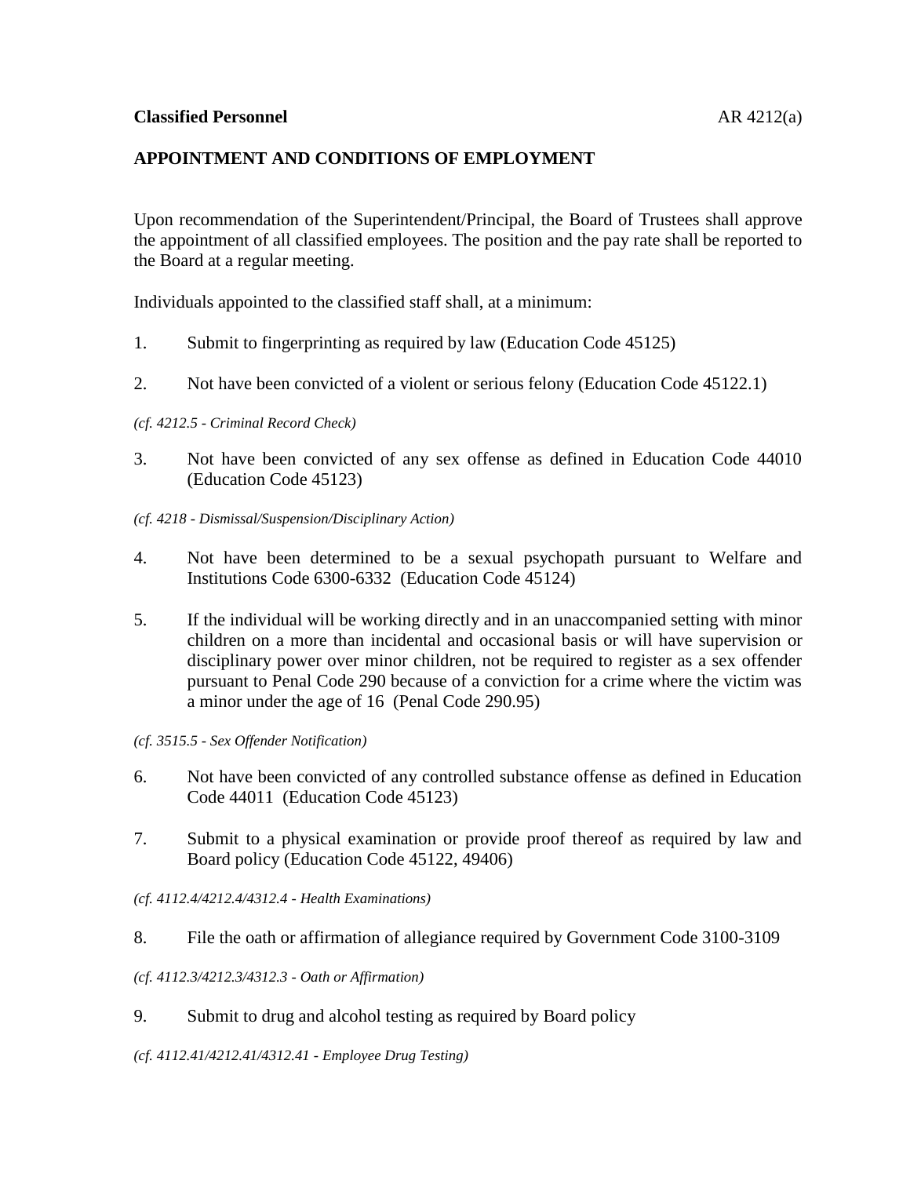**Classified Personnel** AR 4212(a)

## APPOINTMENT AND CONDITIONS OF EMPLOYMENT

Upon recommendation of the Superintendent/Principal, the Board of Trustees shall approve the appointment of all classified employees. The position and the pay rate shall be reported to the Board at a regular meeting.

Individuals appointed to the classified staff shall, at a minimum:

1. Submit to fingerprinting as required by law (Education Code 45125)

2. Not have been convicted of a violent or serious felony (Education Code 45122.1)

*(cf. 4212.5 - Criminal Record Check)*

3. Not have been convicted of any sex offense as defined in Education Code 44010 (Education Code 45123)

*(cf. 4218 - Dismissal/Suspension/Disciplinary Action)*

4. Not have been determined to be a sexual psychopath pursuant to Welfare and Institutions Code 6300-6332 (Education Code 45124)

5. If the individual will be working directly and in an unaccompanied setting with minor children on a more than incidental and occasional basis or will have supervision or disciplinary power over minor children, not be required to register as a sex offender pursuant to Penal Code 290 because of a conviction for a crime where the victim was a minor under the age of 16 (Penal Code 290.95)

*(cf. 3515.5 - Sex Offender Notification)*

6. Not have been convicted of any controlled substance offense as defined in Education Code 44011 (Education Code 45123)

7. Submit to a physical examination or provide proof thereof as required by law and Board policy (Education Code 45122, 49406)

*(cf. 4112.4/4212.4/4312.4 - Health Examinations)*

8. File the oath or affirmation of allegiance required by Government Code 3100-3109

*(cf. 4112.3/4212.3/4312.3 - Oath or Affirmation)*

9. Submit to drug and alcohol testing as required by Board policy

*(cf. 4112.41/4212.41/4312.41 - Employee Drug Testing)*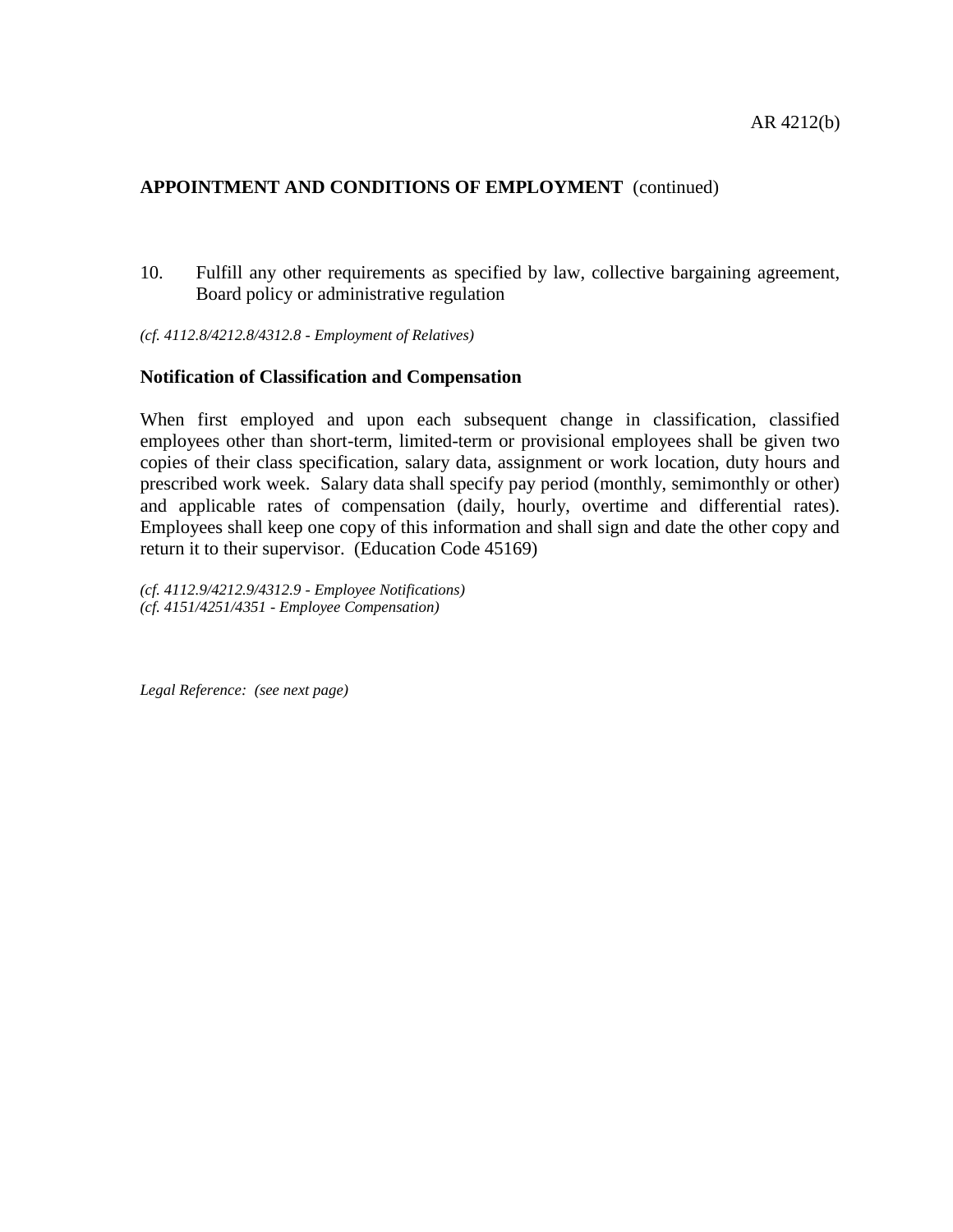**APPOINTMENT AND CONDITIONS OF EMPLOYMENT** (continued)

10. Fulfill any other requirements as specified by law, collective bargaining agreement, Board policy or administrative regulation

*(cf. 4112.8/4212.8/4312.8 - Employment of Relatives)*

**Notification of Classification and Compensation**

When first employed and upon each subsequent change in classification, classified employees other than short-term, limited-term or provisional employees shall be given two copies of their class specification, salary data, assignment or work location, duty hours and prescribed work week. Salary data shall specify pay period (monthly, semimonthly or other) and applicable rates of compensation (daily, hourly, overtime and differential rates). Employees shall keep one copy of this information and shall sign and date the other copy and return it to their supervisor. (Education Code 45169)

*(cf. 4112.9/4212.9/4312.9 - Employee Notifications)*
*(cf. 4151/4251/4351 - Employee Compensation)*

*Legal Reference: (see next page)*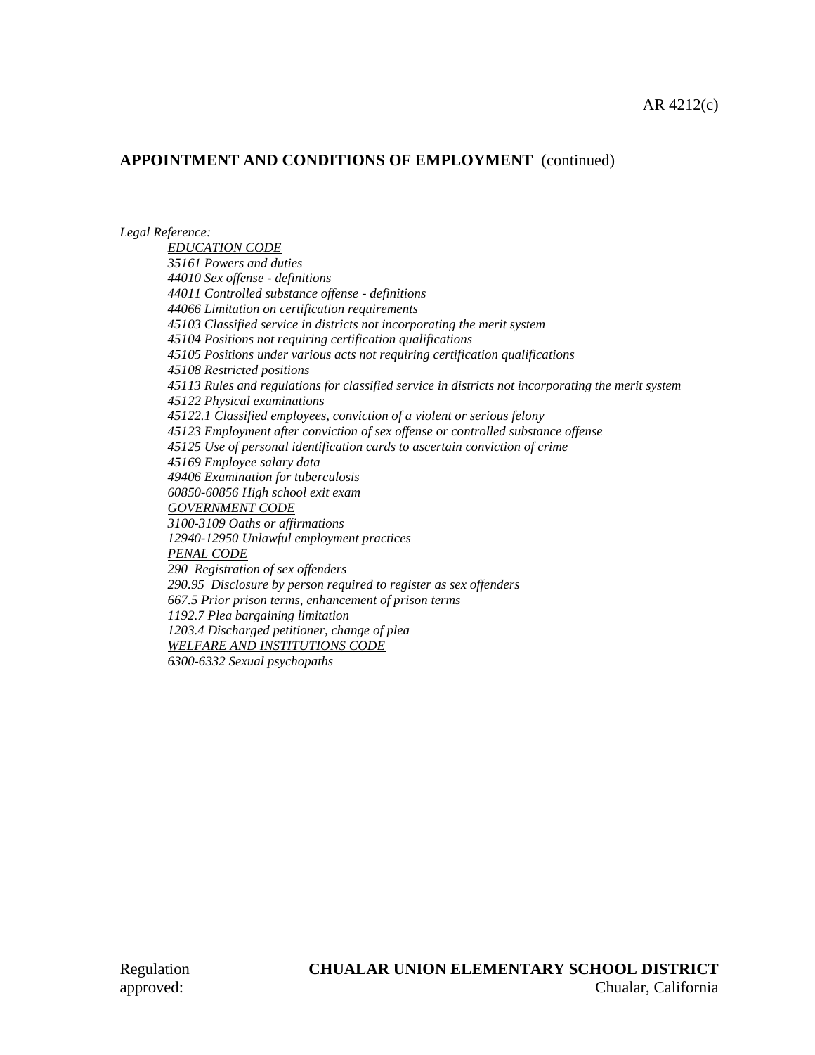**APPOINTMENT AND CONDITIONS OF EMPLOYMENT** (continued)

*Legal Reference:*

*EDUCATION CODE*
*35161 Powers and duties*
*44010 Sex offense - definitions*
*44011 Controlled substance offense - definitions*
*44066 Limitation on certification requirements*
*45103 Classified service in districts not incorporating the merit system*
*45104 Positions not requiring certification qualifications*
*45105 Positions under various acts not requiring certification qualifications*
*45108 Restricted positions*
*45113 Rules and regulations for classified service in districts not incorporating the merit system*
*45122 Physical examinations*
*45122.1 Classified employees, conviction of a violent or serious felony*
*45123 Employment after conviction of sex offense or controlled substance offense*
*45125 Use of personal identification cards to ascertain conviction of crime*
*45169 Employee salary data*
*49406 Examination for tuberculosis*
*60850-60856 High school exit exam*

*GOVERNMENT CODE*
*3100-3109 Oaths or affirmations*
*12940-12950 Unlawful employment practices*

*PENAL CODE*
*290 Registration of sex offenders*
*290.95 Disclosure by person required to register as sex offenders*
*667.5 Prior prison terms, enhancement of prison terms*
*1192.7 Plea bargaining limitation*
*1203.4 Discharged petitioner, change of plea*

*WELFARE AND INSTITUTIONS CODE*
*6300-6332 Sexual psychopaths*

Regulation approved:

**CHUALAR UNION ELEMENTARY SCHOOL DISTRICT**
Chualar, California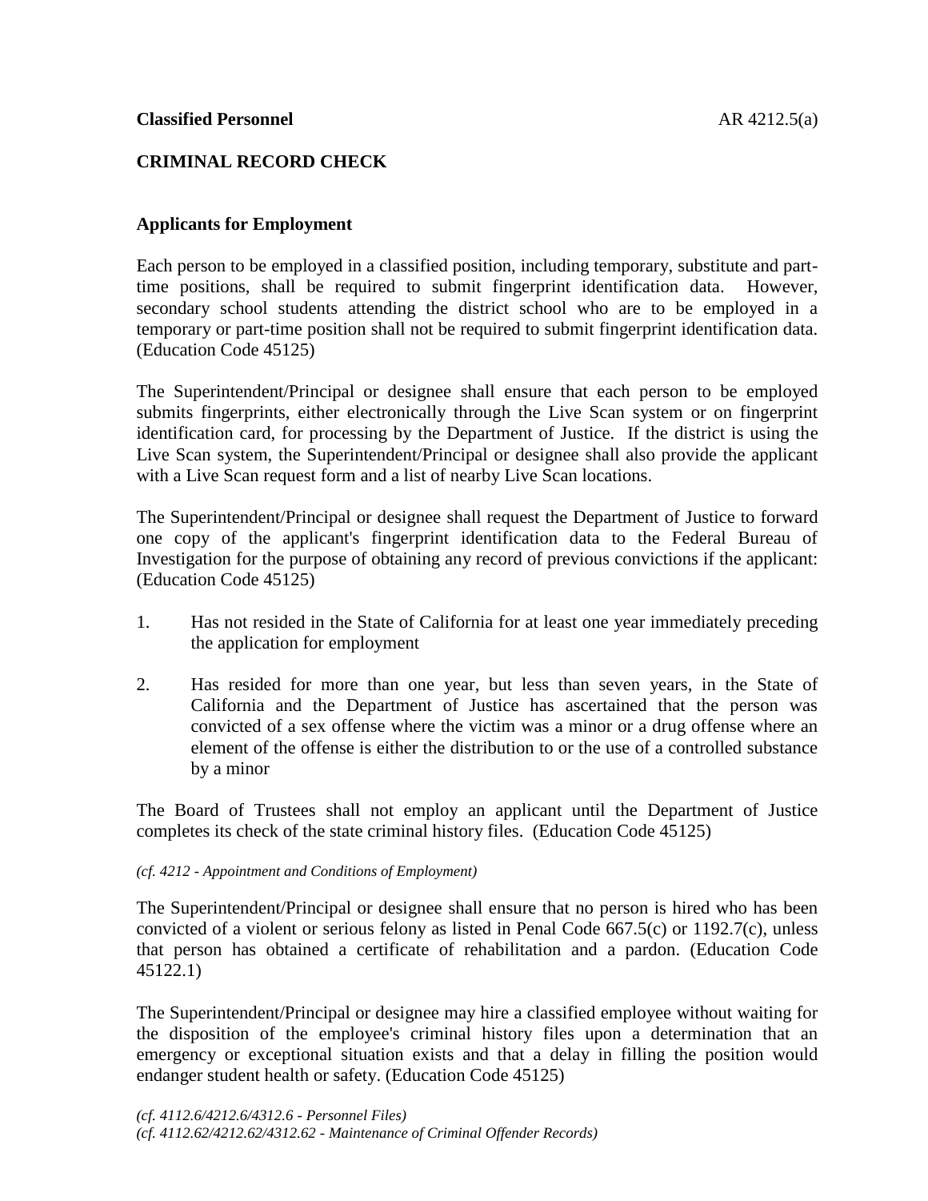**Classified Personnel** AR 4212.5(a)

## CRIMINAL RECORD CHECK

### Applicants for Employment

Each person to be employed in a classified position, including temporary, substitute and part-time positions, shall be required to submit fingerprint identification data. However, secondary school students attending the district school who are to be employed in a temporary or part-time position shall not be required to submit fingerprint identification data. (Education Code 45125)

The Superintendent/Principal or designee shall ensure that each person to be employed submits fingerprints, either electronically through the Live Scan system or on fingerprint identification card, for processing by the Department of Justice. If the district is using the Live Scan system, the Superintendent/Principal or designee shall also provide the applicant with a Live Scan request form and a list of nearby Live Scan locations.

The Superintendent/Principal or designee shall request the Department of Justice to forward one copy of the applicant's fingerprint identification data to the Federal Bureau of Investigation for the purpose of obtaining any record of previous convictions if the applicant: (Education Code 45125)

1. Has not resided in the State of California for at least one year immediately preceding the application for employment

2. Has resided for more than one year, but less than seven years, in the State of California and the Department of Justice has ascertained that the person was convicted of a sex offense where the victim was a minor or a drug offense where an element of the offense is either the distribution to or the use of a controlled substance by a minor

The Board of Trustees shall not employ an applicant until the Department of Justice completes its check of the state criminal history files. (Education Code 45125)

*(cf. 4212 - Appointment and Conditions of Employment)*

The Superintendent/Principal or designee shall ensure that no person is hired who has been convicted of a violent or serious felony as listed in Penal Code 667.5(c) or 1192.7(c), unless that person has obtained a certificate of rehabilitation and a pardon. (Education Code 45122.1)

The Superintendent/Principal or designee may hire a classified employee without waiting for the disposition of the employee's criminal history files upon a determination that an emergency or exceptional situation exists and that a delay in filling the position would endanger student health or safety. (Education Code 45125)

*(cf. 4112.6/4212.6/4312.6 - Personnel Files)*
*(cf. 4112.62/4212.62/4312.62 - Maintenance of Criminal Offender Records)*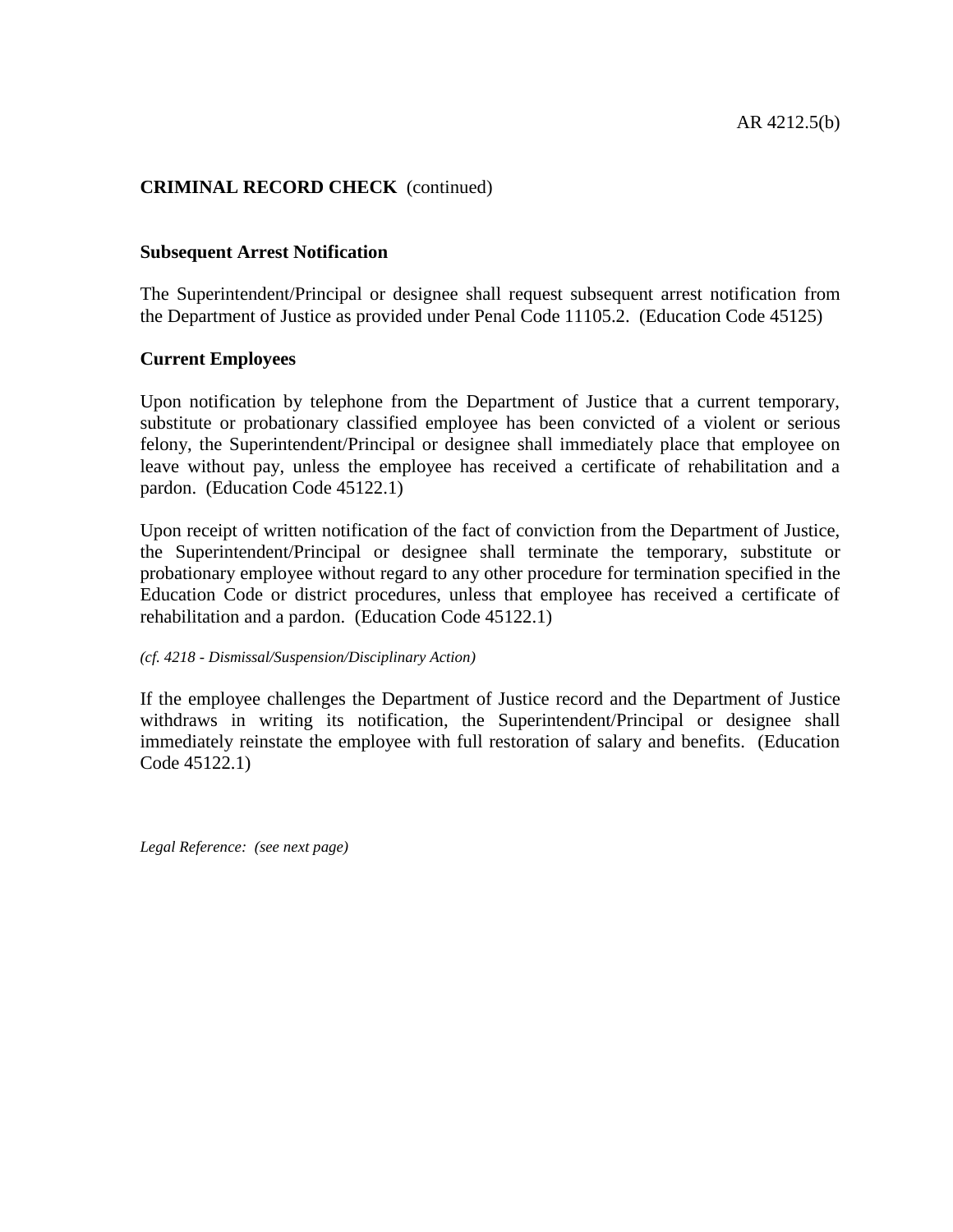**CRIMINAL RECORD CHECK** (continued)

**Subsequent Arrest Notification**

The Superintendent/Principal or designee shall request subsequent arrest notification from the Department of Justice as provided under Penal Code 11105.2. (Education Code 45125)

**Current Employees**

Upon notification by telephone from the Department of Justice that a current temporary, substitute or probationary classified employee has been convicted of a violent or serious felony, the Superintendent/Principal or designee shall immediately place that employee on leave without pay, unless the employee has received a certificate of rehabilitation and a pardon. (Education Code 45122.1)

Upon receipt of written notification of the fact of conviction from the Department of Justice, the Superintendent/Principal or designee shall terminate the temporary, substitute or probationary employee without regard to any other procedure for termination specified in the Education Code or district procedures, unless that employee has received a certificate of rehabilitation and a pardon. (Education Code 45122.1)

*(cf. 4218 - Dismissal/Suspension/Disciplinary Action)*

If the employee challenges the Department of Justice record and the Department of Justice withdraws in writing its notification, the Superintendent/Principal or designee shall immediately reinstate the employee with full restoration of salary and benefits. (Education Code 45122.1)

*Legal Reference: (see next page)*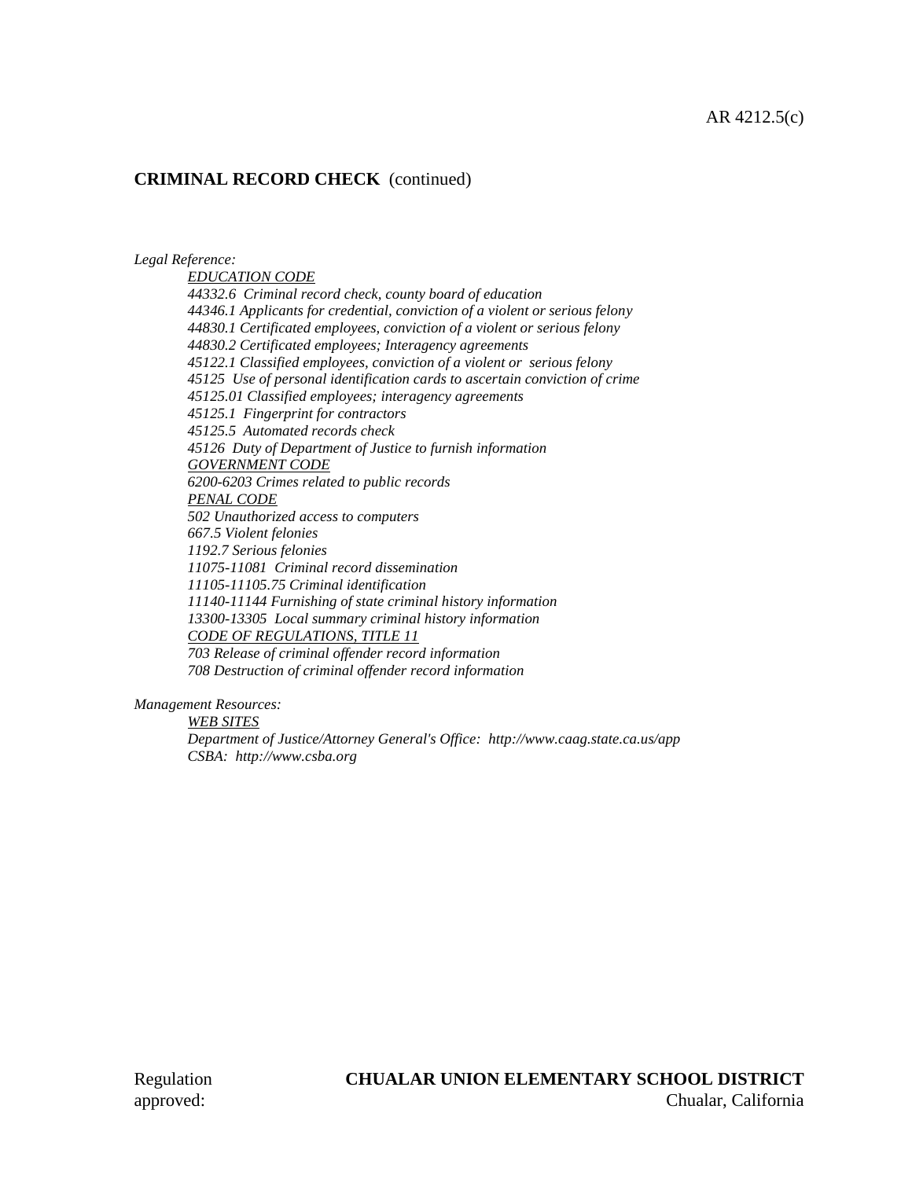AR 4212.5(c)

**CRIMINAL RECORD CHECK** (continued)

*Legal Reference:*

*EDUCATION CODE*

*44332.6 Criminal record check, county board of education*
*44346.1 Applicants for credential, conviction of a violent or serious felony*
*44830.1 Certificated employees, conviction of a violent or serious felony*
*44830.2 Certificated employees; Interagency agreements*
*45122.1 Classified employees, conviction of a violent or serious felony*
*45125 Use of personal identification cards to ascertain conviction of crime*
*45125.01 Classified employees; interagency agreements*
*45125.1 Fingerprint for contractors*
*45125.5 Automated records check*
*45126 Duty of Department of Justice to furnish information*

*GOVERNMENT CODE*

*6200-6203 Crimes related to public records*

*PENAL CODE*

*502 Unauthorized access to computers*
*667.5 Violent felonies*
*1192.7 Serious felonies*
*11075-11081 Criminal record dissemination*
*11105-11105.75 Criminal identification*
*11140-11144 Furnishing of state criminal history information*
*13300-13305 Local summary criminal history information*

*CODE OF REGULATIONS, TITLE 11*

*703 Release of criminal offender record information*
*708 Destruction of criminal offender record information*

*Management Resources:*

*WEB SITES*

*Department of Justice/Attorney General's Office: http://www.caag.state.ca.us/app*
*CSBA: http://www.csba.org*

Regulation approved:

**CHUALAR UNION ELEMENTARY SCHOOL DISTRICT**
Chualar, California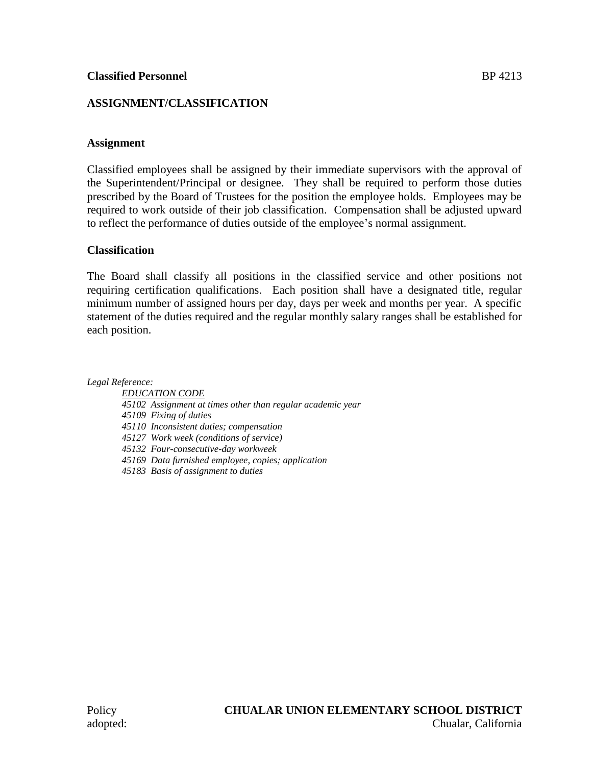**Classified Personnel** BP 4213

## ASSIGNMENT/CLASSIFICATION

### Assignment

Classified employees shall be assigned by their immediate supervisors with the approval of the Superintendent/Principal or designee. They shall be required to perform those duties prescribed by the Board of Trustees for the position the employee holds. Employees may be required to work outside of their job classification. Compensation shall be adjusted upward to reflect the performance of duties outside of the employee's normal assignment.

### Classification

The Board shall classify all positions in the classified service and other positions not requiring certification qualifications. Each position shall have a designated title, regular minimum number of assigned hours per day, days per week and months per year. A specific statement of the duties required and the regular monthly salary ranges shall be established for each position.

*Legal Reference:*

*EDUCATION CODE*

*45102 Assignment at times other than regular academic year*
*45109 Fixing of duties*
*45110 Inconsistent duties; compensation*
*45127 Work week (conditions of service)*
*45132 Four-consecutive-day workweek*
*45169 Data furnished employee, copies; application*
*45183 Basis of assignment to duties*

Policy adopted:

**CHUALAR UNION ELEMENTARY SCHOOL DISTRICT**
Chualar, California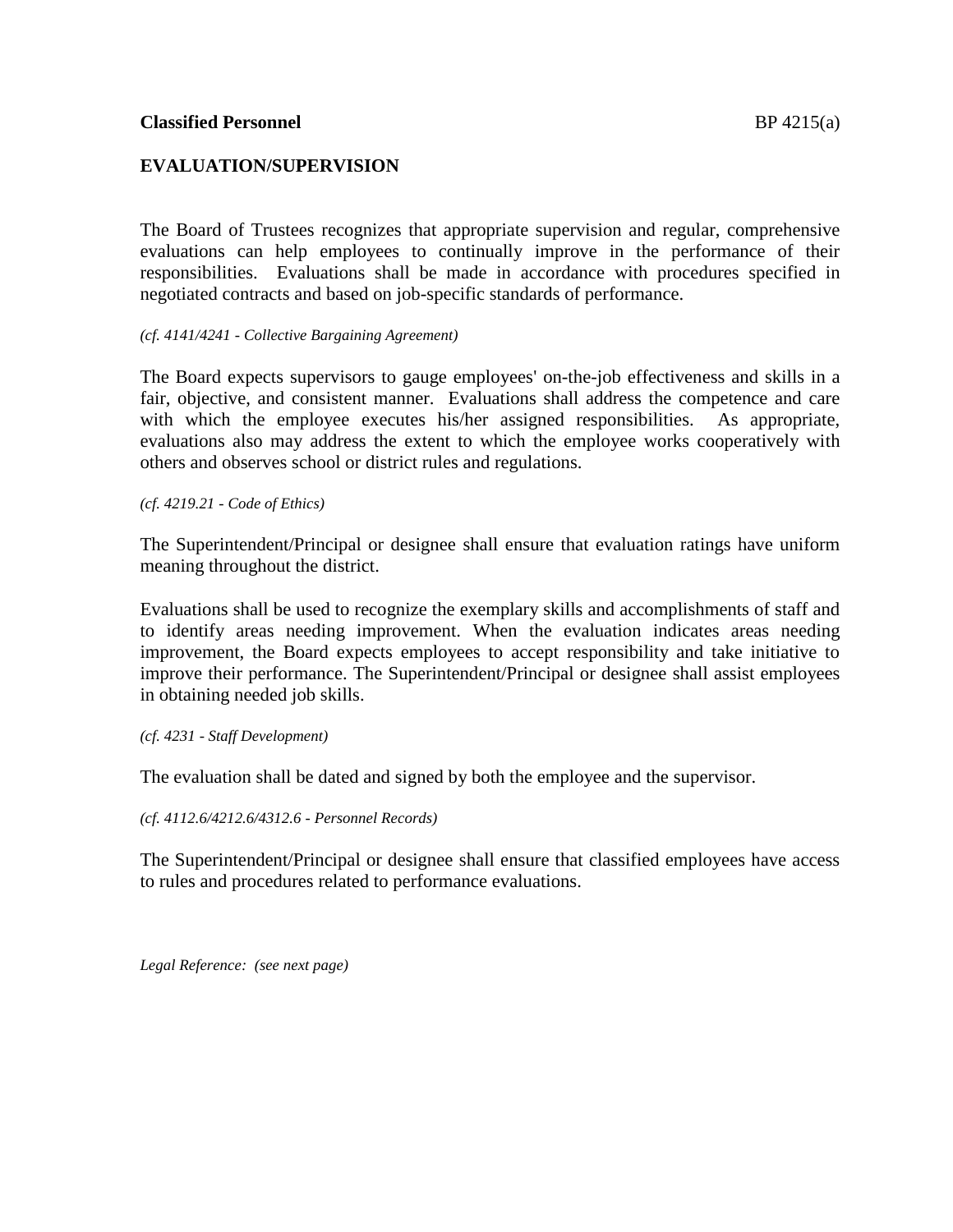**Classified Personnel** BP 4215(a)

## EVALUATION/SUPERVISION

The Board of Trustees recognizes that appropriate supervision and regular, comprehensive evaluations can help employees to continually improve in the performance of their responsibilities. Evaluations shall be made in accordance with procedures specified in negotiated contracts and based on job-specific standards of performance.

*(cf. 4141/4241 - Collective Bargaining Agreement)*

The Board expects supervisors to gauge employees' on-the-job effectiveness and skills in a fair, objective, and consistent manner. Evaluations shall address the competence and care with which the employee executes his/her assigned responsibilities. As appropriate, evaluations also may address the extent to which the employee works cooperatively with others and observes school or district rules and regulations.

*(cf. 4219.21 - Code of Ethics)*

The Superintendent/Principal or designee shall ensure that evaluation ratings have uniform meaning throughout the district.

Evaluations shall be used to recognize the exemplary skills and accomplishments of staff and to identify areas needing improvement. When the evaluation indicates areas needing improvement, the Board expects employees to accept responsibility and take initiative to improve their performance. The Superintendent/Principal or designee shall assist employees in obtaining needed job skills.

*(cf. 4231 - Staff Development)*

The evaluation shall be dated and signed by both the employee and the supervisor.

*(cf. 4112.6/4212.6/4312.6 - Personnel Records)*

The Superintendent/Principal or designee shall ensure that classified employees have access to rules and procedures related to performance evaluations.

*Legal Reference: (see next page)*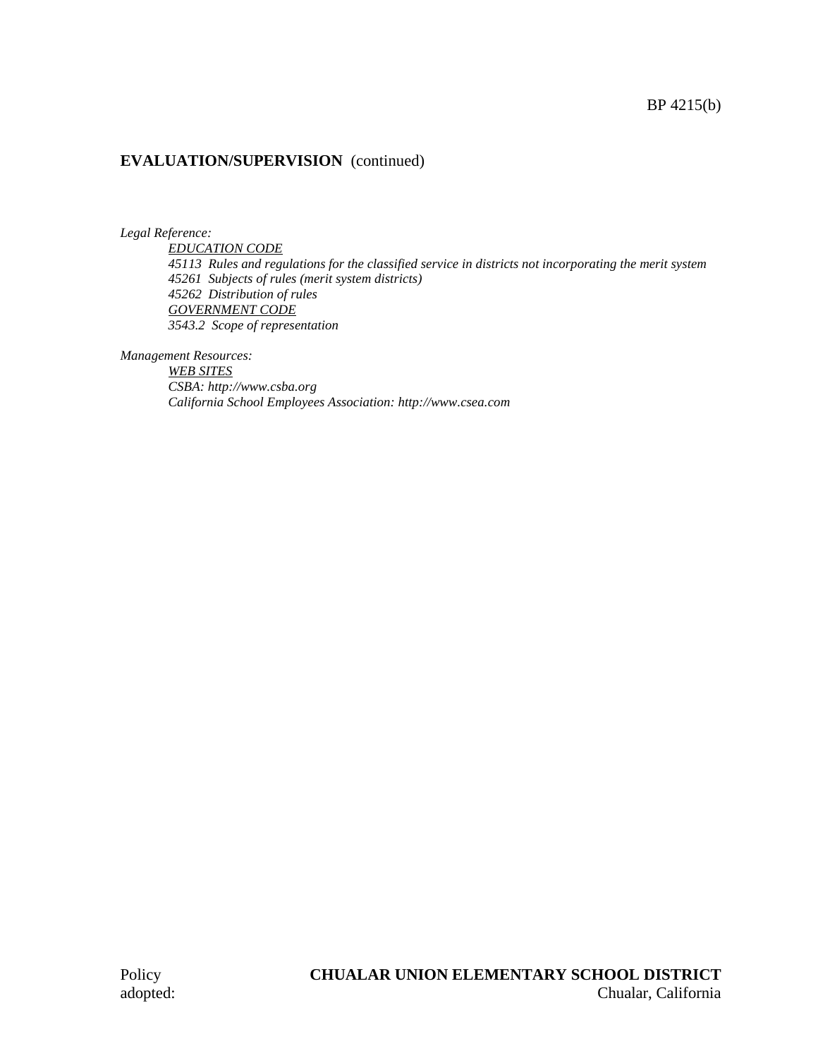## EVALUATION/SUPERVISION (continued)

*Legal Reference:*

*EDUCATION CODE*
*45113 Rules and regulations for the classified service in districts not incorporating the merit system*
*45261 Subjects of rules (merit system districts)*
*45262 Distribution of rules*
*GOVERNMENT CODE*
*3543.2 Scope of representation*

*Management Resources:*

*WEB SITES*
*CSBA: http://www.csba.org*
*California School Employees Association: http://www.csea.com*

Policy adopted:

**CHUALAR UNION ELEMENTARY SCHOOL DISTRICT**
Chualar, California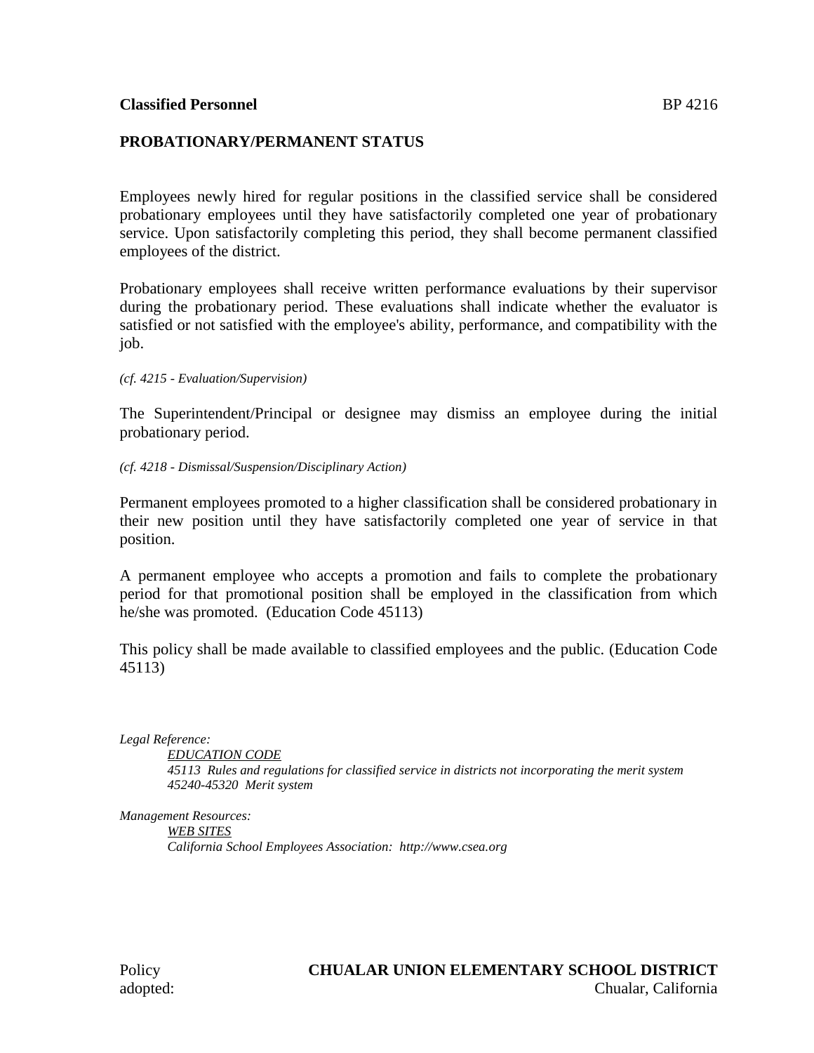**Classified Personnel** BP 4216

## PROBATIONARY/PERMANENT STATUS

Employees newly hired for regular positions in the classified service shall be considered probationary employees until they have satisfactorily completed one year of probationary service. Upon satisfactorily completing this period, they shall become permanent classified employees of the district.

Probationary employees shall receive written performance evaluations by their supervisor during the probationary period. These evaluations shall indicate whether the evaluator is satisfied or not satisfied with the employee's ability, performance, and compatibility with the job.

*(cf. 4215 - Evaluation/Supervision)*

The Superintendent/Principal or designee may dismiss an employee during the initial probationary period.

*(cf. 4218 - Dismissal/Suspension/Disciplinary Action)*

Permanent employees promoted to a higher classification shall be considered probationary in their new position until they have satisfactorily completed one year of service in that position.

A permanent employee who accepts a promotion and fails to complete the probationary period for that promotional position shall be employed in the classification from which he/she was promoted. (Education Code 45113)

This policy shall be made available to classified employees and the public. (Education Code 45113)

*Legal Reference:*

*EDUCATION CODE*

*45113 Rules and regulations for classified service in districts not incorporating the merit system*

*45240-45320 Merit system*

*Management Resources:*

*WEB SITES*

*California School Employees Association: http://www.csea.org*

Policy adopted:

**CHUALAR UNION ELEMENTARY SCHOOL DISTRICT**
Chualar, California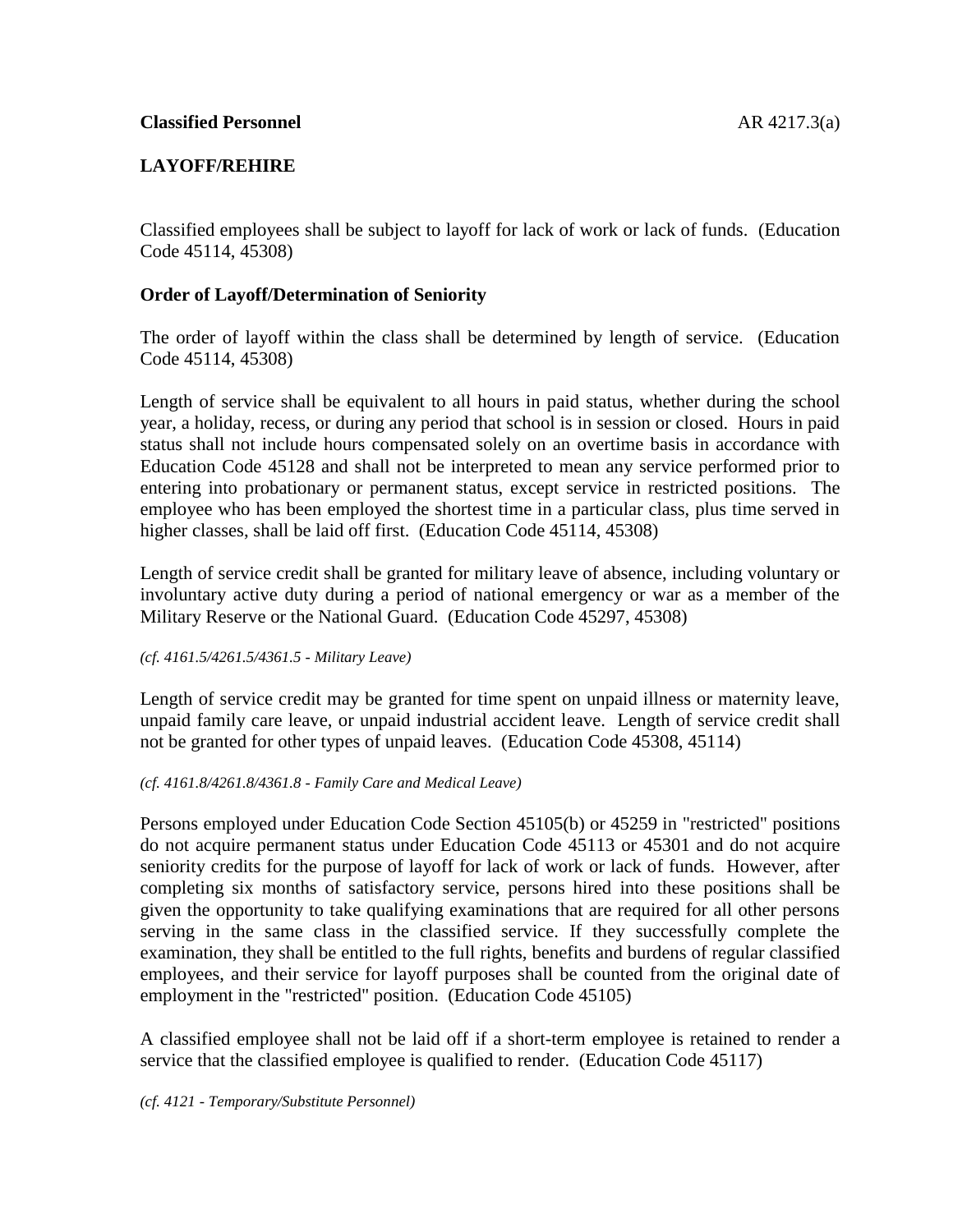**Classified Personnel** AR 4217.3(a)

**LAYOFF/REHIRE**

Classified employees shall be subject to layoff for lack of work or lack of funds. (Education Code 45114, 45308)

**Order of Layoff/Determination of Seniority**

The order of layoff within the class shall be determined by length of service. (Education Code 45114, 45308)

Length of service shall be equivalent to all hours in paid status, whether during the school year, a holiday, recess, or during any period that school is in session or closed. Hours in paid status shall not include hours compensated solely on an overtime basis in accordance with Education Code 45128 and shall not be interpreted to mean any service performed prior to entering into probationary or permanent status, except service in restricted positions. The employee who has been employed the shortest time in a particular class, plus time served in higher classes, shall be laid off first. (Education Code 45114, 45308)

Length of service credit shall be granted for military leave of absence, including voluntary or involuntary active duty during a period of national emergency or war as a member of the Military Reserve or the National Guard. (Education Code 45297, 45308)

*(cf. 4161.5/4261.5/4361.5 - Military Leave)*

Length of service credit may be granted for time spent on unpaid illness or maternity leave, unpaid family care leave, or unpaid industrial accident leave. Length of service credit shall not be granted for other types of unpaid leaves. (Education Code 45308, 45114)

*(cf. 4161.8/4261.8/4361.8 - Family Care and Medical Leave)*

Persons employed under Education Code Section 45105(b) or 45259 in "restricted" positions do not acquire permanent status under Education Code 45113 or 45301 and do not acquire seniority credits for the purpose of layoff for lack of work or lack of funds. However, after completing six months of satisfactory service, persons hired into these positions shall be given the opportunity to take qualifying examinations that are required for all other persons serving in the same class in the classified service. If they successfully complete the examination, they shall be entitled to the full rights, benefits and burdens of regular classified employees, and their service for layoff purposes shall be counted from the original date of employment in the "restricted" position. (Education Code 45105)

A classified employee shall not be laid off if a short-term employee is retained to render a service that the classified employee is qualified to render. (Education Code 45117)

*(cf. 4121 - Temporary/Substitute Personnel)*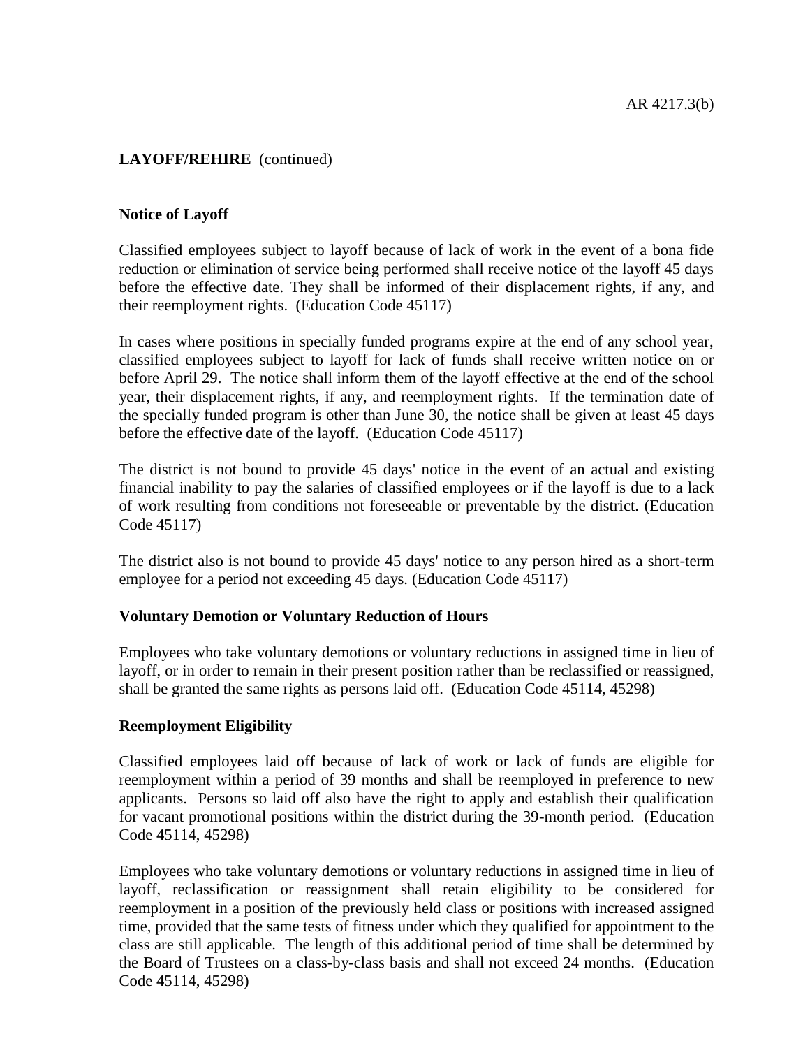**LAYOFF/REHIRE** (continued)

**Notice of Layoff**

Classified employees subject to layoff because of lack of work in the event of a bona fide reduction or elimination of service being performed shall receive notice of the layoff 45 days before the effective date. They shall be informed of their displacement rights, if any, and their reemployment rights. (Education Code 45117)

In cases where positions in specially funded programs expire at the end of any school year, classified employees subject to layoff for lack of funds shall receive written notice on or before April 29. The notice shall inform them of the layoff effective at the end of the school year, their displacement rights, if any, and reemployment rights. If the termination date of the specially funded program is other than June 30, the notice shall be given at least 45 days before the effective date of the layoff. (Education Code 45117)

The district is not bound to provide 45 days' notice in the event of an actual and existing financial inability to pay the salaries of classified employees or if the layoff is due to a lack of work resulting from conditions not foreseeable or preventable by the district. (Education Code 45117)

The district also is not bound to provide 45 days' notice to any person hired as a short-term employee for a period not exceeding 45 days. (Education Code 45117)

**Voluntary Demotion or Voluntary Reduction of Hours**

Employees who take voluntary demotions or voluntary reductions in assigned time in lieu of layoff, or in order to remain in their present position rather than be reclassified or reassigned, shall be granted the same rights as persons laid off. (Education Code 45114, 45298)

**Reemployment Eligibility**

Classified employees laid off because of lack of work or lack of funds are eligible for reemployment within a period of 39 months and shall be reemployed in preference to new applicants. Persons so laid off also have the right to apply and establish their qualification for vacant promotional positions within the district during the 39-month period. (Education Code 45114, 45298)

Employees who take voluntary demotions or voluntary reductions in assigned time in lieu of layoff, reclassification or reassignment shall retain eligibility to be considered for reemployment in a position of the previously held class or positions with increased assigned time, provided that the same tests of fitness under which they qualified for appointment to the class are still applicable. The length of this additional period of time shall be determined by the Board of Trustees on a class-by-class basis and shall not exceed 24 months. (Education Code 45114, 45298)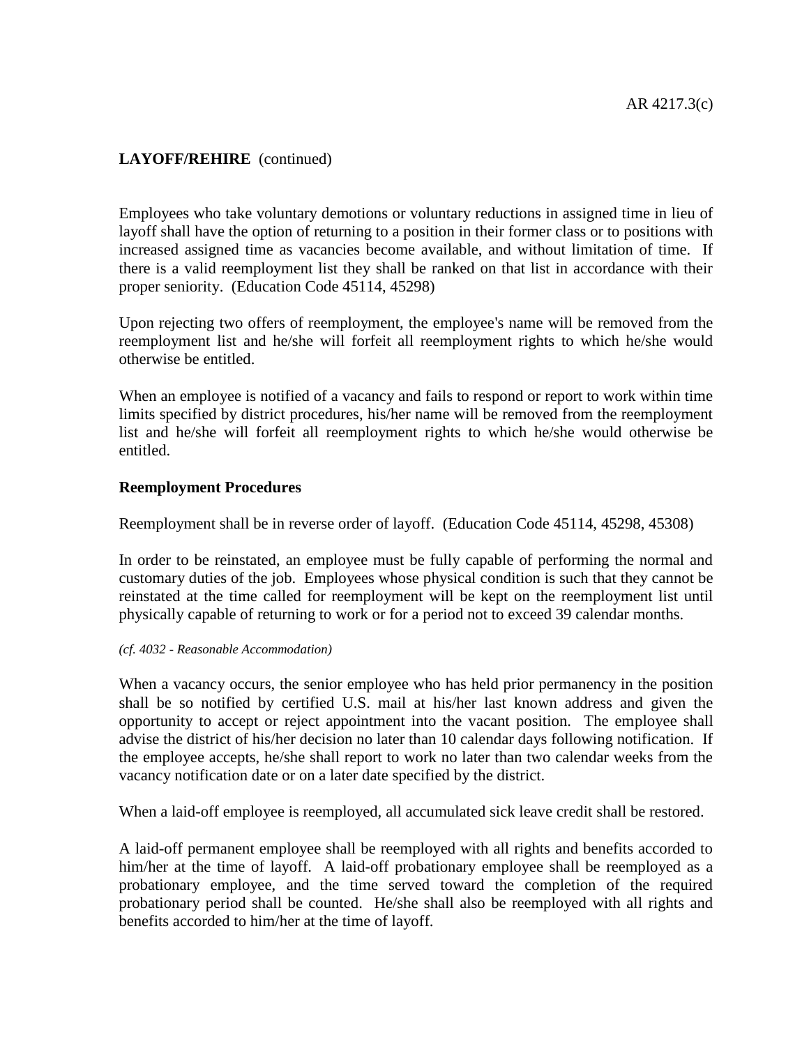**LAYOFF/REHIRE** (continued)

Employees who take voluntary demotions or voluntary reductions in assigned time in lieu of layoff shall have the option of returning to a position in their former class or to positions with increased assigned time as vacancies become available, and without limitation of time. If there is a valid reemployment list they shall be ranked on that list in accordance with their proper seniority. (Education Code 45114, 45298)

Upon rejecting two offers of reemployment, the employee's name will be removed from the reemployment list and he/she will forfeit all reemployment rights to which he/she would otherwise be entitled.

When an employee is notified of a vacancy and fails to respond or report to work within time limits specified by district procedures, his/her name will be removed from the reemployment list and he/she will forfeit all reemployment rights to which he/she would otherwise be entitled.

**Reemployment Procedures**

Reemployment shall be in reverse order of layoff. (Education Code 45114, 45298, 45308)

In order to be reinstated, an employee must be fully capable of performing the normal and customary duties of the job. Employees whose physical condition is such that they cannot be reinstated at the time called for reemployment will be kept on the reemployment list until physically capable of returning to work or for a period not to exceed 39 calendar months.

*(cf. 4032 - Reasonable Accommodation)*

When a vacancy occurs, the senior employee who has held prior permanency in the position shall be so notified by certified U.S. mail at his/her last known address and given the opportunity to accept or reject appointment into the vacant position. The employee shall advise the district of his/her decision no later than 10 calendar days following notification. If the employee accepts, he/she shall report to work no later than two calendar weeks from the vacancy notification date or on a later date specified by the district.

When a laid-off employee is reemployed, all accumulated sick leave credit shall be restored.

A laid-off permanent employee shall be reemployed with all rights and benefits accorded to him/her at the time of layoff. A laid-off probationary employee shall be reemployed as a probationary employee, and the time served toward the completion of the required probationary period shall be counted. He/she shall also be reemployed with all rights and benefits accorded to him/her at the time of layoff.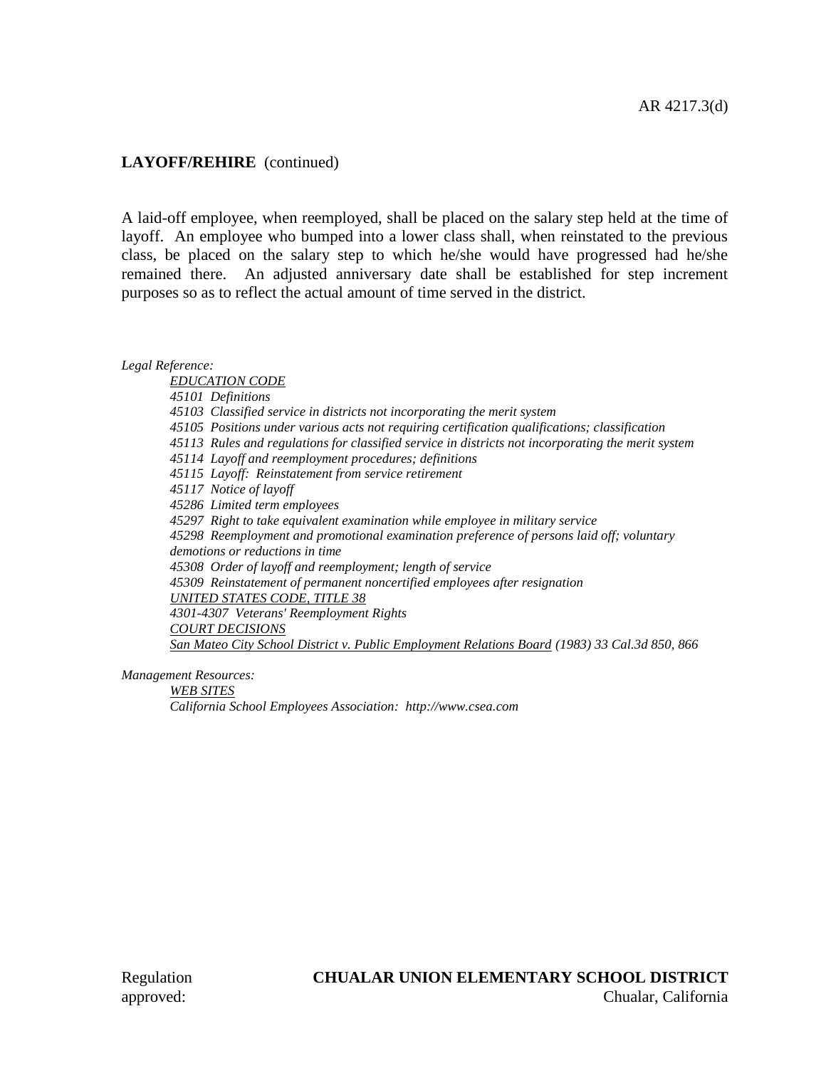**LAYOFF/REHIRE** (continued)

A laid-off employee, when reemployed, shall be placed on the salary step held at the time of layoff. An employee who bumped into a lower class shall, when reinstated to the previous class, be placed on the salary step to which he/she would have progressed had he/she remained there. An adjusted anniversary date shall be established for step increment purposes so as to reflect the actual amount of time served in the district.

*Legal Reference:*

*EDUCATION CODE*
*45101 Definitions*
*45103 Classified service in districts not incorporating the merit system*
*45105 Positions under various acts not requiring certification qualifications; classification*
*45113 Rules and regulations for classified service in districts not incorporating the merit system*
*45114 Layoff and reemployment procedures; definitions*
*45115 Layoff: Reinstatement from service retirement*
*45117 Notice of layoff*
*45286 Limited term employees*
*45297 Right to take equivalent examination while employee in military service*
*45298 Reemployment and promotional examination preference of persons laid off; voluntary demotions or reductions in time*
*45308 Order of layoff and reemployment; length of service*
*45309 Reinstatement of permanent noncertified employees after resignation*
*UNITED STATES CODE, TITLE 38*
*4301-4307 Veterans' Reemployment Rights*
*COURT DECISIONS*
*San Mateo City School District v. Public Employment Relations Board (1983) 33 Cal.3d 850, 866*

*Management Resources:*

*WEB SITES*
*California School Employees Association: http://www.csea.com*

Regulation approved:

**CHUALAR UNION ELEMENTARY SCHOOL DISTRICT**
Chualar, California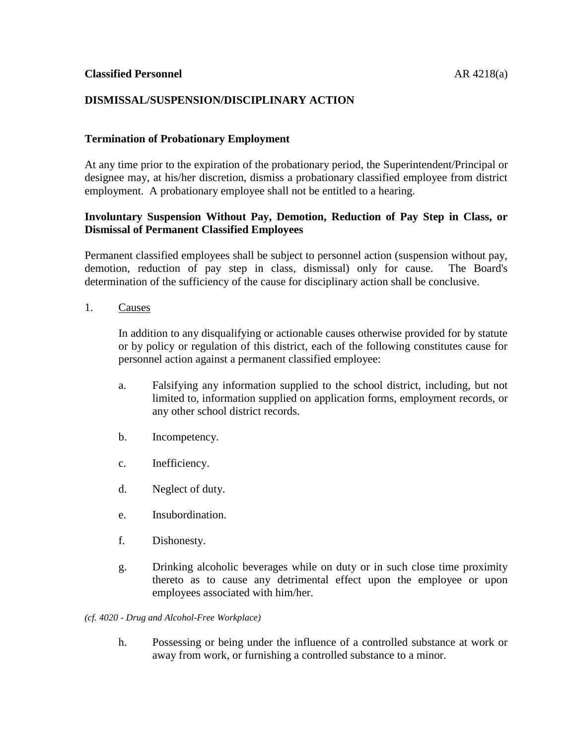**Classified Personnel** AR 4218(a)

## DISMISSAL/SUSPENSION/DISCIPLINARY ACTION

### Termination of Probationary Employment

At any time prior to the expiration of the probationary period, the Superintendent/Principal or designee may, at his/her discretion, dismiss a probationary classified employee from district employment. A probationary employee shall not be entitled to a hearing.

### Involuntary Suspension Without Pay, Demotion, Reduction of Pay Step in Class, or Dismissal of Permanent Classified Employees

Permanent classified employees shall be subject to personnel action (suspension without pay, demotion, reduction of pay step in class, dismissal) only for cause. The Board's determination of the sufficiency of the cause for disciplinary action shall be conclusive.

1. Causes

   In addition to any disqualifying or actionable causes otherwise provided for by statute or by policy or regulation of this district, each of the following constitutes cause for personnel action against a permanent classified employee:

   a. Falsifying any information supplied to the school district, including, but not limited to, information supplied on application forms, employment records, or any other school district records.

   b. Incompetency.

   c. Inefficiency.

   d. Neglect of duty.

   e. Insubordination.

   f. Dishonesty.

   g. Drinking alcoholic beverages while on duty or in such close time proximity thereto as to cause any detrimental effect upon the employee or upon employees associated with him/her.

*(cf. 4020 - Drug and Alcohol-Free Workplace)*

   h. Possessing or being under the influence of a controlled substance at work or away from work, or furnishing a controlled substance to a minor.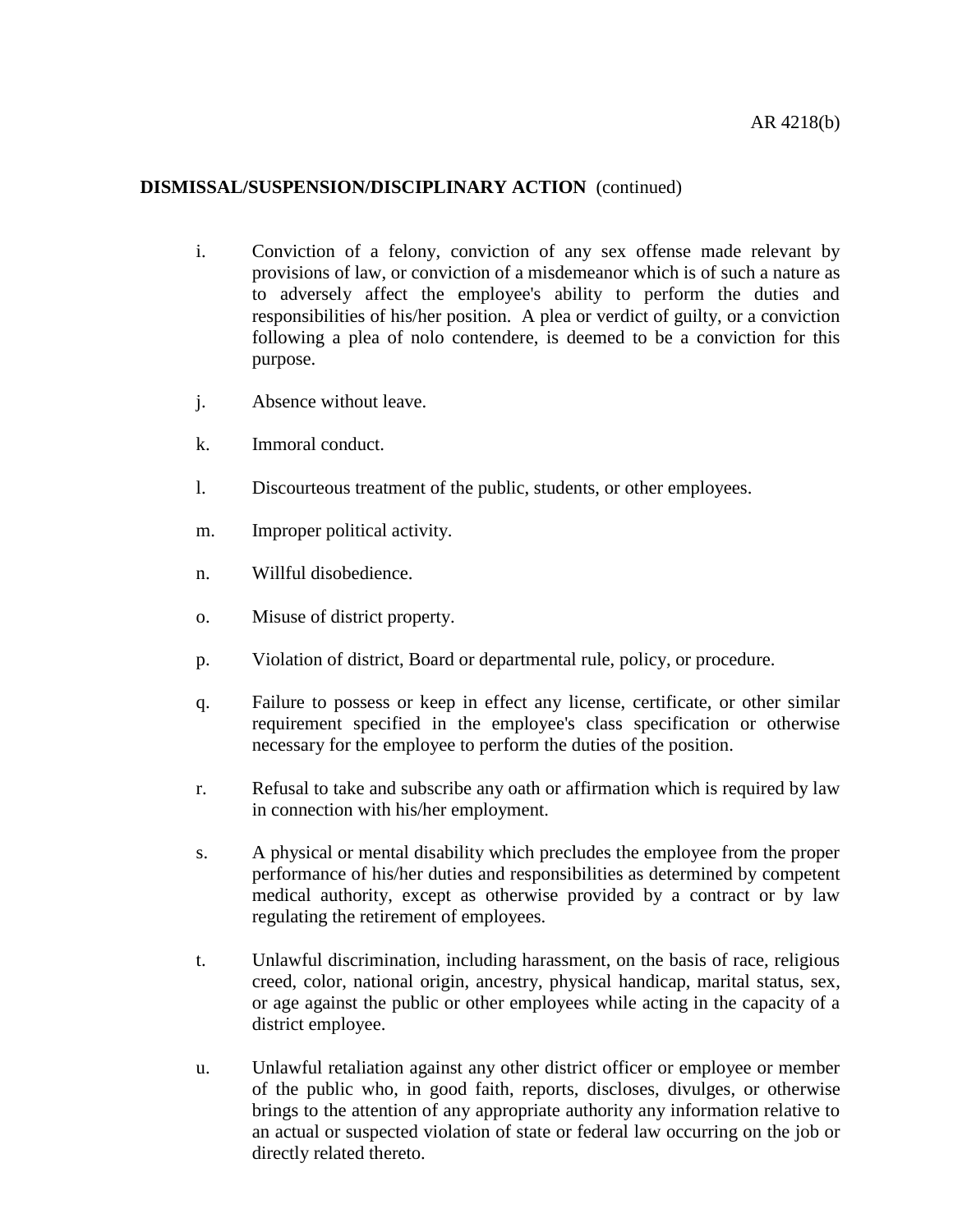**DISMISSAL/SUSPENSION/DISCIPLINARY ACTION** (continued)

i. Conviction of a felony, conviction of any sex offense made relevant by provisions of law, or conviction of a misdemeanor which is of such a nature as to adversely affect the employee's ability to perform the duties and responsibilities of his/her position. A plea or verdict of guilty, or a conviction following a plea of nolo contendere, is deemed to be a conviction for this purpose.

j. Absence without leave.

k. Immoral conduct.

l. Discourteous treatment of the public, students, or other employees.

m. Improper political activity.

n. Willful disobedience.

o. Misuse of district property.

p. Violation of district, Board or departmental rule, policy, or procedure.

q. Failure to possess or keep in effect any license, certificate, or other similar requirement specified in the employee's class specification or otherwise necessary for the employee to perform the duties of the position.

r. Refusal to take and subscribe any oath or affirmation which is required by law in connection with his/her employment.

s. A physical or mental disability which precludes the employee from the proper performance of his/her duties and responsibilities as determined by competent medical authority, except as otherwise provided by a contract or by law regulating the retirement of employees.

t. Unlawful discrimination, including harassment, on the basis of race, religious creed, color, national origin, ancestry, physical handicap, marital status, sex, or age against the public or other employees while acting in the capacity of a district employee.

u. Unlawful retaliation against any other district officer or employee or member of the public who, in good faith, reports, discloses, divulges, or otherwise brings to the attention of any appropriate authority any information relative to an actual or suspected violation of state or federal law occurring on the job or directly related thereto.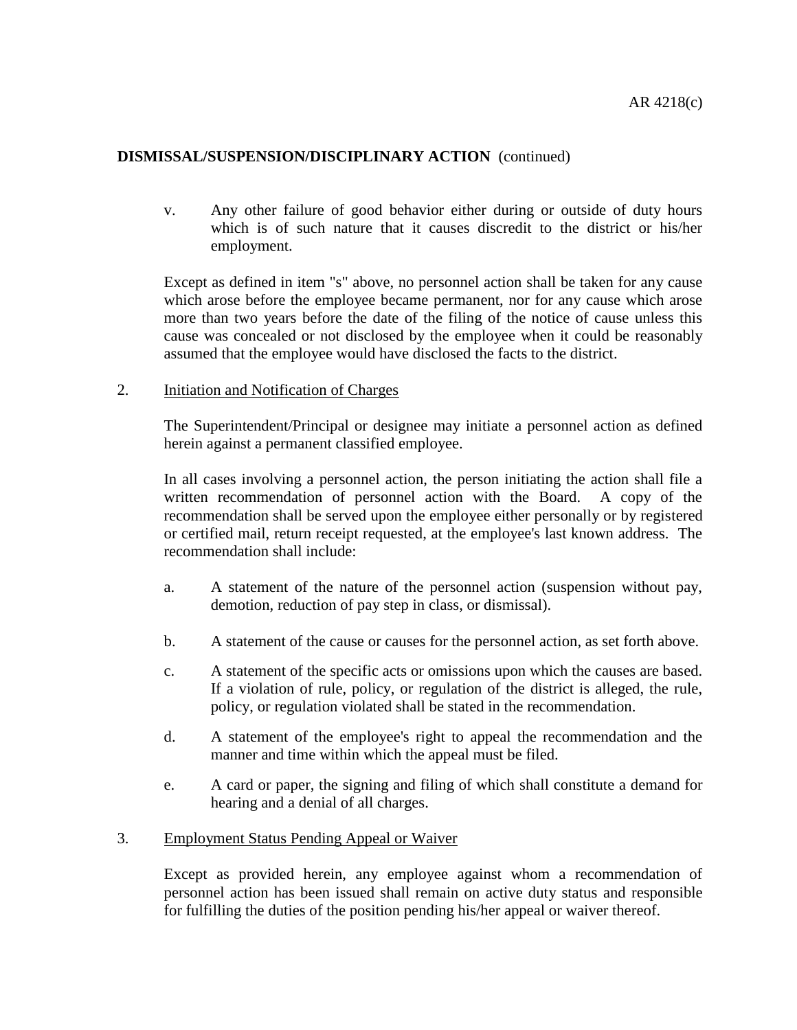**DISMISSAL/SUSPENSION/DISCIPLINARY ACTION** (continued)

v. Any other failure of good behavior either during or outside of duty hours which is of such nature that it causes discredit to the district or his/her employment.

Except as defined in item "s" above, no personnel action shall be taken for any cause which arose before the employee became permanent, nor for any cause which arose more than two years before the date of the filing of the notice of cause unless this cause was concealed or not disclosed by the employee when it could be reasonably assumed that the employee would have disclosed the facts to the district.

2. Initiation and Notification of Charges

The Superintendent/Principal or designee may initiate a personnel action as defined herein against a permanent classified employee.

In all cases involving a personnel action, the person initiating the action shall file a written recommendation of personnel action with the Board. A copy of the recommendation shall be served upon the employee either personally or by registered or certified mail, return receipt requested, at the employee's last known address. The recommendation shall include:

a. A statement of the nature of the personnel action (suspension without pay, demotion, reduction of pay step in class, or dismissal).

b. A statement of the cause or causes for the personnel action, as set forth above.

c. A statement of the specific acts or omissions upon which the causes are based. If a violation of rule, policy, or regulation of the district is alleged, the rule, policy, or regulation violated shall be stated in the recommendation.

d. A statement of the employee's right to appeal the recommendation and the manner and time within which the appeal must be filed.

e. A card or paper, the signing and filing of which shall constitute a demand for hearing and a denial of all charges.

3. Employment Status Pending Appeal or Waiver

Except as provided herein, any employee against whom a recommendation of personnel action has been issued shall remain on active duty status and responsible for fulfilling the duties of the position pending his/her appeal or waiver thereof.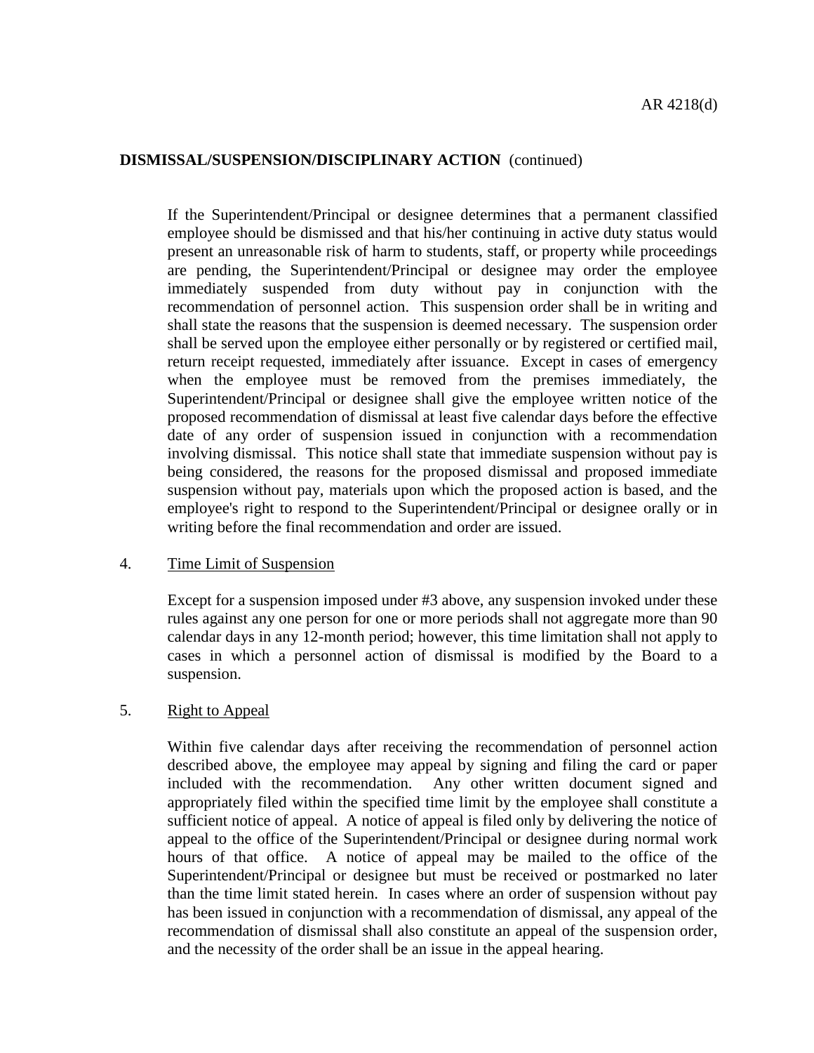**DISMISSAL/SUSPENSION/DISCIPLINARY ACTION** (continued)

If the Superintendent/Principal or designee determines that a permanent classified employee should be dismissed and that his/her continuing in active duty status would present an unreasonable risk of harm to students, staff, or property while proceedings are pending, the Superintendent/Principal or designee may order the employee immediately suspended from duty without pay in conjunction with the recommendation of personnel action. This suspension order shall be in writing and shall state the reasons that the suspension is deemed necessary. The suspension order shall be served upon the employee either personally or by registered or certified mail, return receipt requested, immediately after issuance. Except in cases of emergency when the employee must be removed from the premises immediately, the Superintendent/Principal or designee shall give the employee written notice of the proposed recommendation of dismissal at least five calendar days before the effective date of any order of suspension issued in conjunction with a recommendation involving dismissal. This notice shall state that immediate suspension without pay is being considered, the reasons for the proposed dismissal and proposed immediate suspension without pay, materials upon which the proposed action is based, and the employee's right to respond to the Superintendent/Principal or designee orally or in writing before the final recommendation and order are issued.

4. Time Limit of Suspension

   Except for a suspension imposed under #3 above, any suspension invoked under these rules against any one person for one or more periods shall not aggregate more than 90 calendar days in any 12-month period; however, this time limitation shall not apply to cases in which a personnel action of dismissal is modified by the Board to a suspension.

5. Right to Appeal

   Within five calendar days after receiving the recommendation of personnel action described above, the employee may appeal by signing and filing the card or paper included with the recommendation. Any other written document signed and appropriately filed within the specified time limit by the employee shall constitute a sufficient notice of appeal. A notice of appeal is filed only by delivering the notice of appeal to the office of the Superintendent/Principal or designee during normal work hours of that office. A notice of appeal may be mailed to the office of the Superintendent/Principal or designee but must be received or postmarked no later than the time limit stated herein. In cases where an order of suspension without pay has been issued in conjunction with a recommendation of dismissal, any appeal of the recommendation of dismissal shall also constitute an appeal of the suspension order, and the necessity of the order shall be an issue in the appeal hearing.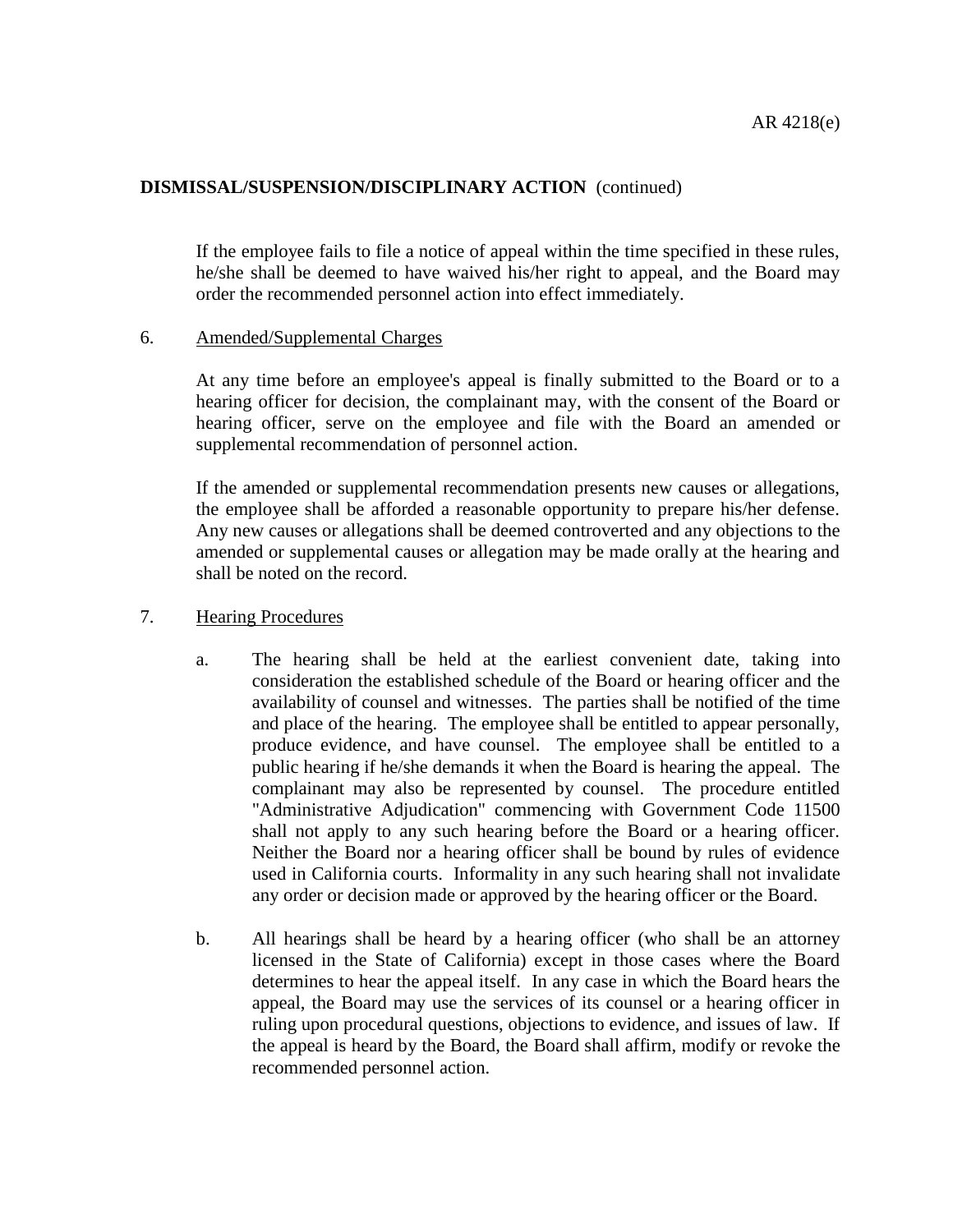**DISMISSAL/SUSPENSION/DISCIPLINARY ACTION** (continued)

If the employee fails to file a notice of appeal within the time specified in these rules, he/she shall be deemed to have waived his/her right to appeal, and the Board may order the recommended personnel action into effect immediately.

6. Amended/Supplemental Charges

   At any time before an employee's appeal is finally submitted to the Board or to a hearing officer for decision, the complainant may, with the consent of the Board or hearing officer, serve on the employee and file with the Board an amended or supplemental recommendation of personnel action.

   If the amended or supplemental recommendation presents new causes or allegations, the employee shall be afforded a reasonable opportunity to prepare his/her defense. Any new causes or allegations shall be deemed controverted and any objections to the amended or supplemental causes or allegation may be made orally at the hearing and shall be noted on the record.

7. Hearing Procedures

   a. The hearing shall be held at the earliest convenient date, taking into consideration the established schedule of the Board or hearing officer and the availability of counsel and witnesses. The parties shall be notified of the time and place of the hearing. The employee shall be entitled to appear personally, produce evidence, and have counsel. The employee shall be entitled to a public hearing if he/she demands it when the Board is hearing the appeal. The complainant may also be represented by counsel. The procedure entitled "Administrative Adjudication" commencing with Government Code 11500 shall not apply to any such hearing before the Board or a hearing officer. Neither the Board nor a hearing officer shall be bound by rules of evidence used in California courts. Informality in any such hearing shall not invalidate any order or decision made or approved by the hearing officer or the Board.

   b. All hearings shall be heard by a hearing officer (who shall be an attorney licensed in the State of California) except in those cases where the Board determines to hear the appeal itself. In any case in which the Board hears the appeal, the Board may use the services of its counsel or a hearing officer in ruling upon procedural questions, objections to evidence, and issues of law. If the appeal is heard by the Board, the Board shall affirm, modify or revoke the recommended personnel action.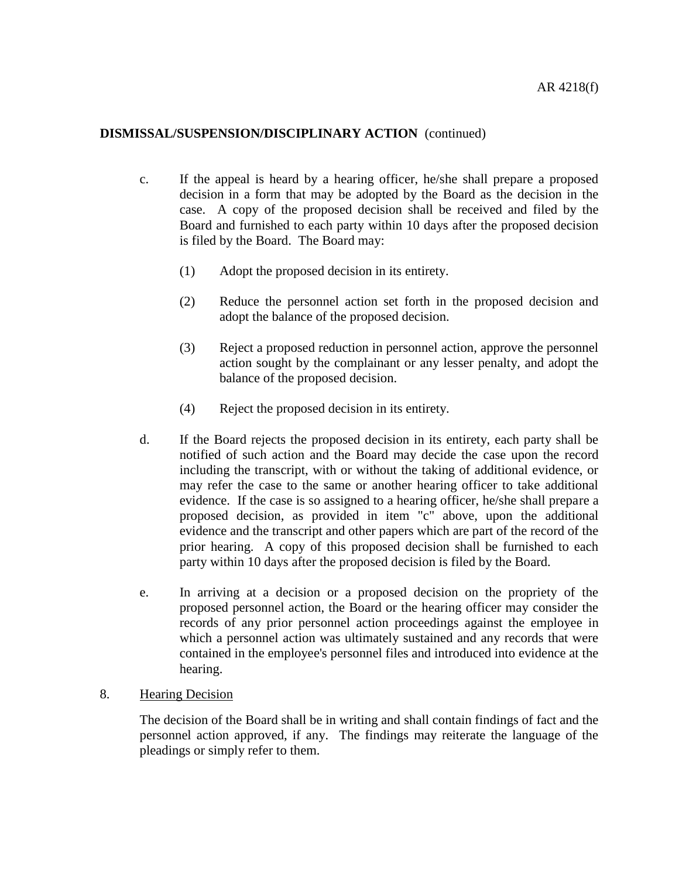**DISMISSAL/SUSPENSION/DISCIPLINARY ACTION** (continued)

c. If the appeal is heard by a hearing officer, he/she shall prepare a proposed decision in a form that may be adopted by the Board as the decision in the case. A copy of the proposed decision shall be received and filed by the Board and furnished to each party within 10 days after the proposed decision is filed by the Board. The Board may:

   (1) Adopt the proposed decision in its entirety.

   (2) Reduce the personnel action set forth in the proposed decision and adopt the balance of the proposed decision.

   (3) Reject a proposed reduction in personnel action, approve the personnel action sought by the complainant or any lesser penalty, and adopt the balance of the proposed decision.

   (4) Reject the proposed decision in its entirety.

d. If the Board rejects the proposed decision in its entirety, each party shall be notified of such action and the Board may decide the case upon the record including the transcript, with or without the taking of additional evidence, or may refer the case to the same or another hearing officer to take additional evidence. If the case is so assigned to a hearing officer, he/she shall prepare a proposed decision, as provided in item "c" above, upon the additional evidence and the transcript and other papers which are part of the record of the prior hearing. A copy of this proposed decision shall be furnished to each party within 10 days after the proposed decision is filed by the Board.

e. In arriving at a decision or a proposed decision on the propriety of the proposed personnel action, the Board or the hearing officer may consider the records of any prior personnel action proceedings against the employee in which a personnel action was ultimately sustained and any records that were contained in the employee's personnel files and introduced into evidence at the hearing.

8. <u>Hearing Decision</u>

The decision of the Board shall be in writing and shall contain findings of fact and the personnel action approved, if any. The findings may reiterate the language of the pleadings or simply refer to them.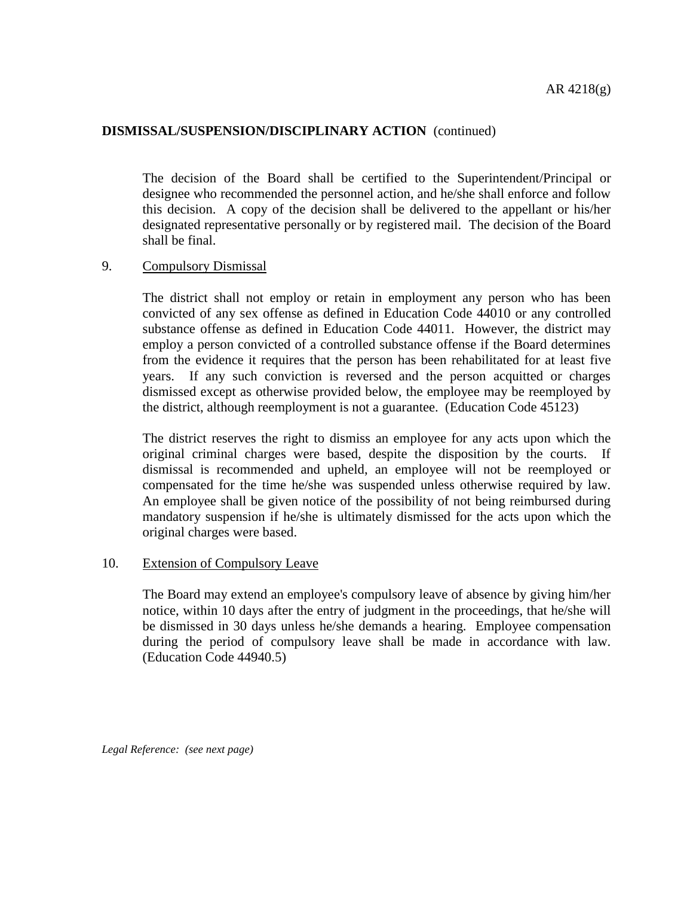**DISMISSAL/SUSPENSION/DISCIPLINARY ACTION** (continued)

The decision of the Board shall be certified to the Superintendent/Principal or designee who recommended the personnel action, and he/she shall enforce and follow this decision. A copy of the decision shall be delivered to the appellant or his/her designated representative personally or by registered mail. The decision of the Board shall be final.

9. Compulsory Dismissal

The district shall not employ or retain in employment any person who has been convicted of any sex offense as defined in Education Code 44010 or any controlled substance offense as defined in Education Code 44011. However, the district may employ a person convicted of a controlled substance offense if the Board determines from the evidence it requires that the person has been rehabilitated for at least five years. If any such conviction is reversed and the person acquitted or charges dismissed except as otherwise provided below, the employee may be reemployed by the district, although reemployment is not a guarantee. (Education Code 45123)

The district reserves the right to dismiss an employee for any acts upon which the original criminal charges were based, despite the disposition by the courts. If dismissal is recommended and upheld, an employee will not be reemployed or compensated for the time he/she was suspended unless otherwise required by law. An employee shall be given notice of the possibility of not being reimbursed during mandatory suspension if he/she is ultimately dismissed for the acts upon which the original charges were based.

10. Extension of Compulsory Leave

The Board may extend an employee's compulsory leave of absence by giving him/her notice, within 10 days after the entry of judgment in the proceedings, that he/she will be dismissed in 30 days unless he/she demands a hearing. Employee compensation during the period of compulsory leave shall be made in accordance with law. (Education Code 44940.5)

*Legal Reference: (see next page)*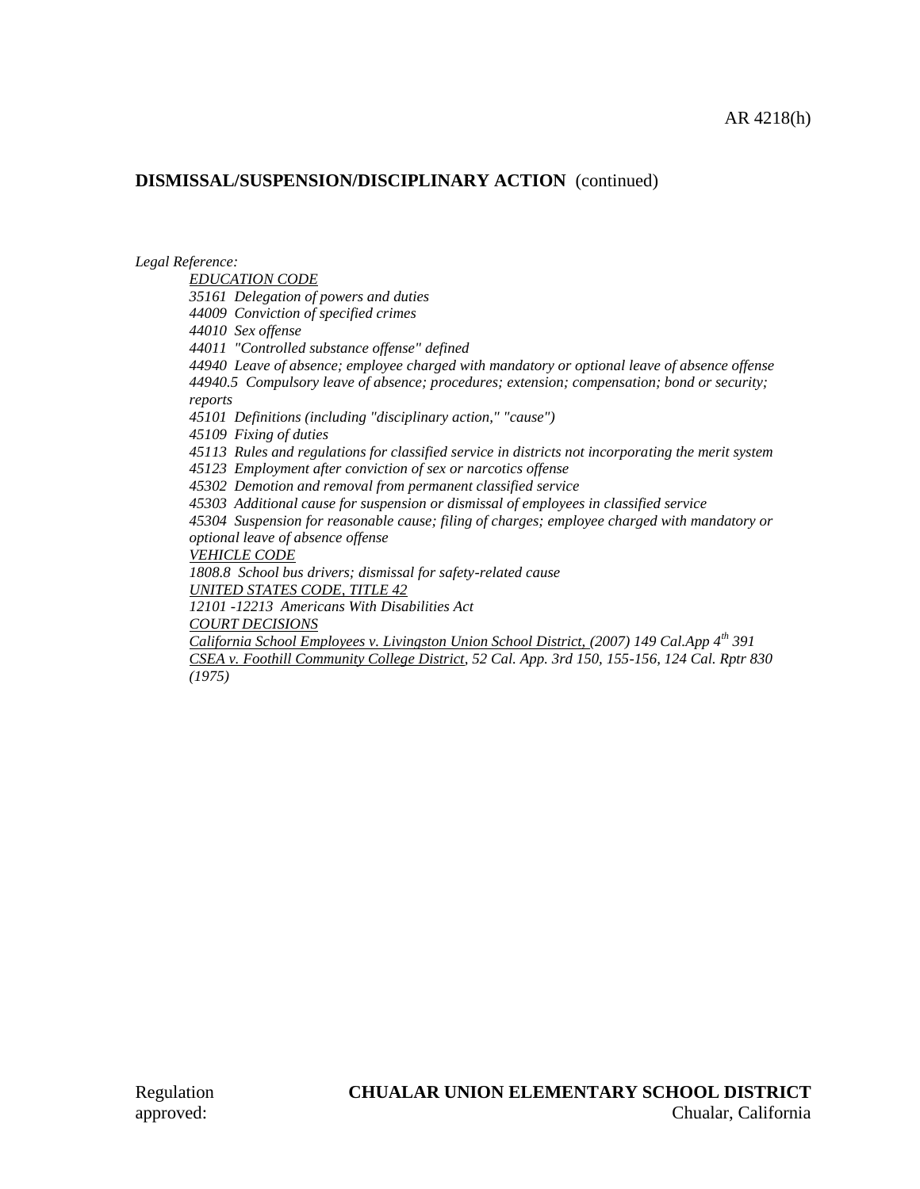**DISMISSAL/SUSPENSION/DISCIPLINARY ACTION** (continued)

*Legal Reference:*

*EDUCATION CODE*

*35161 Delegation of powers and duties*

*44009 Conviction of specified crimes*

*44010 Sex offense*

*44011 "Controlled substance offense" defined*

*44940 Leave of absence; employee charged with mandatory or optional leave of absence offense*

*44940.5 Compulsory leave of absence; procedures; extension; compensation; bond or security; reports*

*45101 Definitions (including "disciplinary action," "cause")*

*45109 Fixing of duties*

*45113 Rules and regulations for classified service in districts not incorporating the merit system*

*45123 Employment after conviction of sex or narcotics offense*

*45302 Demotion and removal from permanent classified service*

*45303 Additional cause for suspension or dismissal of employees in classified service*

*45304 Suspension for reasonable cause; filing of charges; employee charged with mandatory or optional leave of absence offense*

*VEHICLE CODE*

*1808.8 School bus drivers; dismissal for safety-related cause*

*UNITED STATES CODE, TITLE 42*

*12101 -12213 Americans With Disabilities Act*

*COURT DECISIONS*

*California School Employees v. Livingston Union School District, (2007) 149 Cal.App 4th 391*

*CSEA v. Foothill Community College District, 52 Cal. App. 3rd 150, 155-156, 124 Cal. Rptr 830 (1975)*

Regulation approved:

**CHUALAR UNION ELEMENTARY SCHOOL DISTRICT**
Chualar, California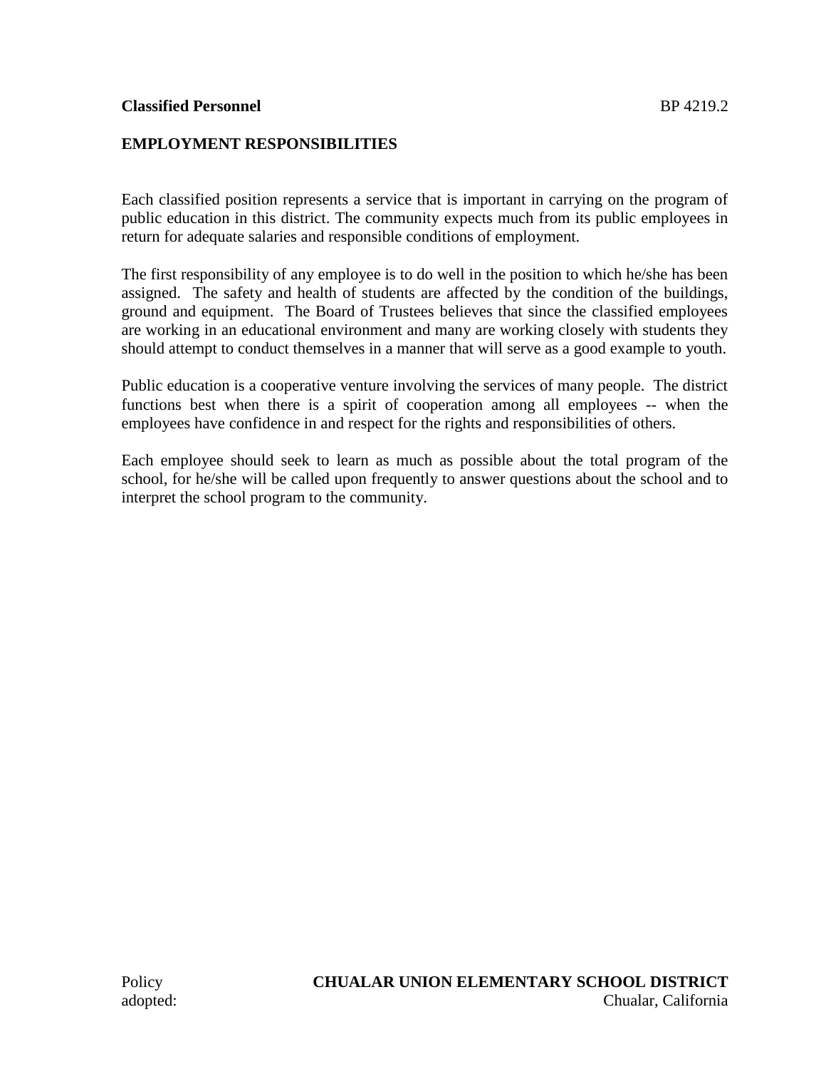**Classified Personnel** BP 4219.2

## EMPLOYMENT RESPONSIBILITIES

Each classified position represents a service that is important in carrying on the program of public education in this district. The community expects much from its public employees in return for adequate salaries and responsible conditions of employment.

The first responsibility of any employee is to do well in the position to which he/she has been assigned. The safety and health of students are affected by the condition of the buildings, ground and equipment. The Board of Trustees believes that since the classified employees are working in an educational environment and many are working closely with students they should attempt to conduct themselves in a manner that will serve as a good example to youth.

Public education is a cooperative venture involving the services of many people. The district functions best when there is a spirit of cooperation among all employees -- when the employees have confidence in and respect for the rights and responsibilities of others.

Each employee should seek to learn as much as possible about the total program of the school, for he/she will be called upon frequently to answer questions about the school and to interpret the school program to the community.

Policy adopted:

**CHUALAR UNION ELEMENTARY SCHOOL DISTRICT**
Chualar, California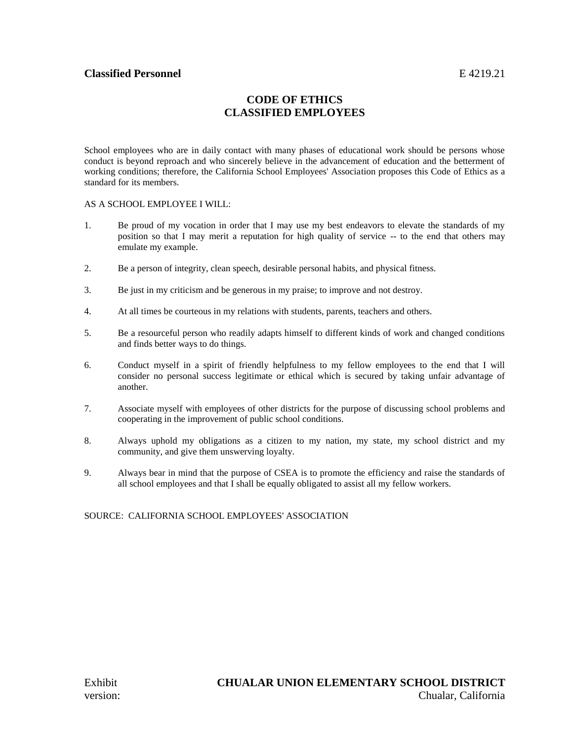**Classified Personnel** E 4219.21

# CODE OF ETHICS
# CLASSIFIED EMPLOYEES

School employees who are in daily contact with many phases of educational work should be persons whose conduct is beyond reproach and who sincerely believe in the advancement of education and the betterment of working conditions; therefore, the California School Employees' Association proposes this Code of Ethics as a standard for its members.

AS A SCHOOL EMPLOYEE I WILL:

1. Be proud of my vocation in order that I may use my best endeavors to elevate the standards of my position so that I may merit a reputation for high quality of service -- to the end that others may emulate my example.

2. Be a person of integrity, clean speech, desirable personal habits, and physical fitness.

3. Be just in my criticism and be generous in my praise; to improve and not destroy.

4. At all times be courteous in my relations with students, parents, teachers and others.

5. Be a resourceful person who readily adapts himself to different kinds of work and changed conditions and finds better ways to do things.

6. Conduct myself in a spirit of friendly helpfulness to my fellow employees to the end that I will consider no personal success legitimate or ethical which is secured by taking unfair advantage of another.

7. Associate myself with employees of other districts for the purpose of discussing school problems and cooperating in the improvement of public school conditions.

8. Always uphold my obligations as a citizen to my nation, my state, my school district and my community, and give them unswerving loyalty.

9. Always bear in mind that the purpose of CSEA is to promote the efficiency and raise the standards of all school employees and that I shall be equally obligated to assist all my fellow workers.

SOURCE: CALIFORNIA SCHOOL EMPLOYEES' ASSOCIATION

Exhibit version: **CHUALAR UNION ELEMENTARY SCHOOL DISTRICT** Chualar, California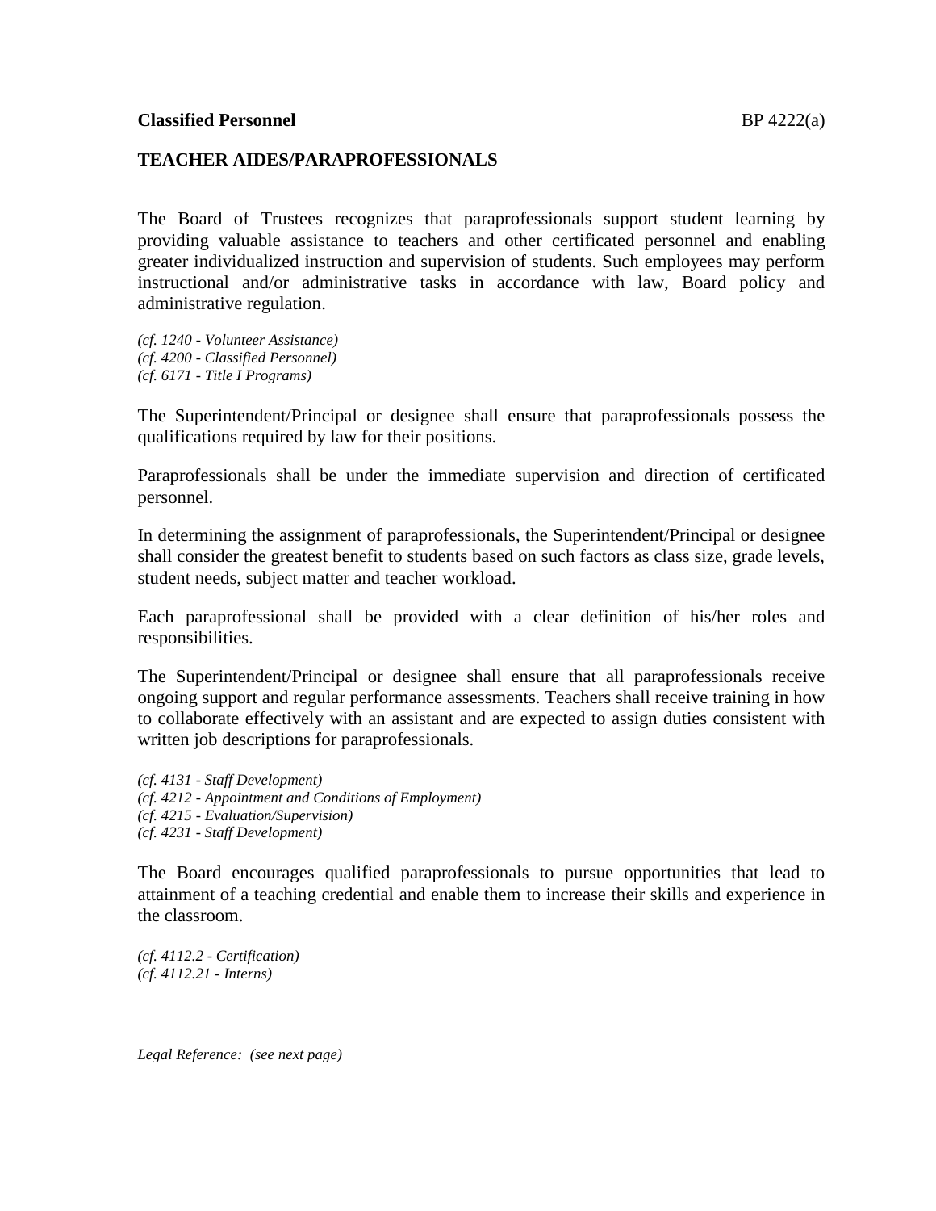**Classified Personnel** BP 4222(a)

**TEACHER AIDES/PARAPROFESSIONALS**

The Board of Trustees recognizes that paraprofessionals support student learning by providing valuable assistance to teachers and other certificated personnel and enabling greater individualized instruction and supervision of students. Such employees may perform instructional and/or administrative tasks in accordance with law, Board policy and administrative regulation.

*(cf. 1240 - Volunteer Assistance)*
*(cf. 4200 - Classified Personnel)*
*(cf. 6171 - Title I Programs)*

The Superintendent/Principal or designee shall ensure that paraprofessionals possess the qualifications required by law for their positions.

Paraprofessionals shall be under the immediate supervision and direction of certificated personnel.

In determining the assignment of paraprofessionals, the Superintendent/Principal or designee shall consider the greatest benefit to students based on such factors as class size, grade levels, student needs, subject matter and teacher workload.

Each paraprofessional shall be provided with a clear definition of his/her roles and responsibilities.

The Superintendent/Principal or designee shall ensure that all paraprofessionals receive ongoing support and regular performance assessments. Teachers shall receive training in how to collaborate effectively with an assistant and are expected to assign duties consistent with written job descriptions for paraprofessionals.

*(cf. 4131 - Staff Development)*
*(cf. 4212 - Appointment and Conditions of Employment)*
*(cf. 4215 - Evaluation/Supervision)*
*(cf. 4231 - Staff Development)*

The Board encourages qualified paraprofessionals to pursue opportunities that lead to attainment of a teaching credential and enable them to increase their skills and experience in the classroom.

*(cf. 4112.2 - Certification)*
*(cf. 4112.21 - Interns)*

*Legal Reference: (see next page)*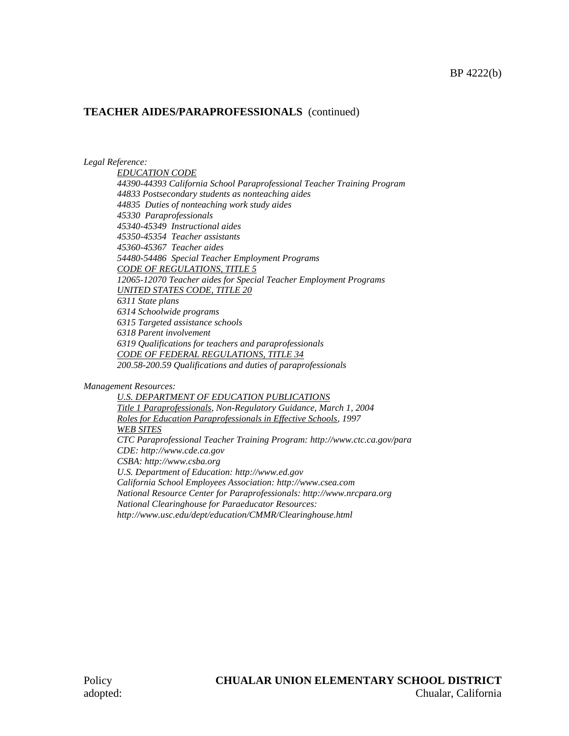## TEACHER AIDES/PARAPROFESSIONALS (continued)

*Legal Reference:*

*EDUCATION CODE*
*44390-44393 California School Paraprofessional Teacher Training Program*
*44833 Postsecondary students as nonteaching aides*
*44835 Duties of nonteaching work study aides*
*45330 Paraprofessionals*
*45340-45349 Instructional aides*
*45350-45354 Teacher assistants*
*45360-45367 Teacher aides*
*54480-54486 Special Teacher Employment Programs*
*CODE OF REGULATIONS, TITLE 5*
*12065-12070 Teacher aides for Special Teacher Employment Programs*
*UNITED STATES CODE, TITLE 20*
*6311 State plans*
*6314 Schoolwide programs*
*6315 Targeted assistance schools*
*6318 Parent involvement*
*6319 Qualifications for teachers and paraprofessionals*
*CODE OF FEDERAL REGULATIONS, TITLE 34*
*200.58-200.59 Qualifications and duties of paraprofessionals*

*Management Resources:*

*U.S. DEPARTMENT OF EDUCATION PUBLICATIONS*
*Title 1 Paraprofessionals, Non-Regulatory Guidance, March 1, 2004*
*Roles for Education Paraprofessionals in Effective Schools, 1997*
*WEB SITES*
*CTC Paraprofessional Teacher Training Program: http://www.ctc.ca.gov/para*
*CDE: http://www.cde.ca.gov*
*CSBA: http://www.csba.org*
*U.S. Department of Education: http://www.ed.gov*
*California School Employees Association: http://www.csea.com*
*National Resource Center for Paraprofessionals: http://www.nrcpara.org*
*National Clearinghouse for Paraeducator Resources:*
*http://www.usc.edu/dept/education/CMMR/Clearinghouse.html*

Policy adopted:

**CHUALAR UNION ELEMENTARY SCHOOL DISTRICT**
Chualar, California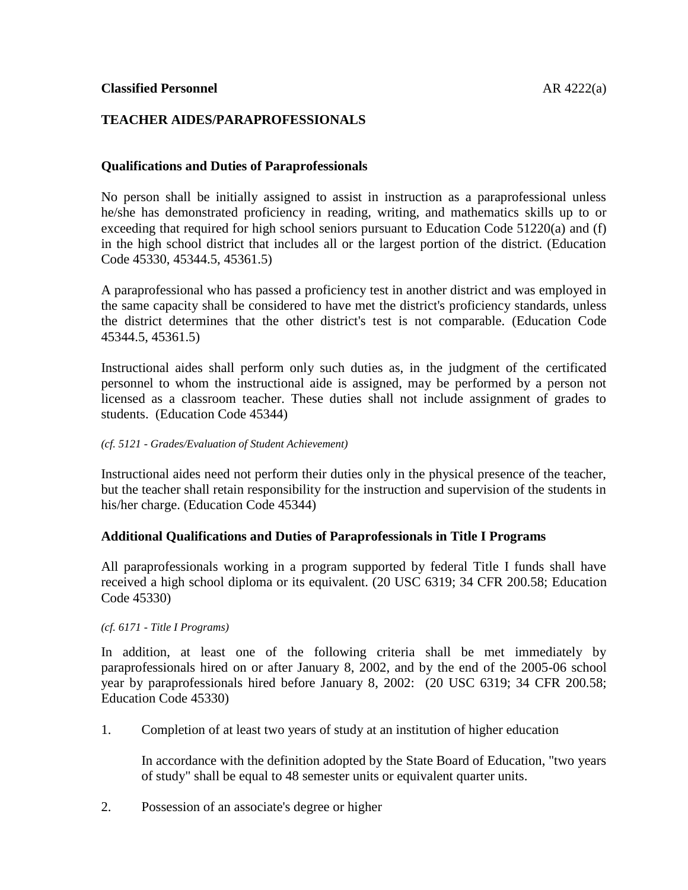**Classified Personnel** AR 4222(a)

## TEACHER AIDES/PARAPROFESSIONALS

### Qualifications and Duties of Paraprofessionals

No person shall be initially assigned to assist in instruction as a paraprofessional unless he/she has demonstrated proficiency in reading, writing, and mathematics skills up to or exceeding that required for high school seniors pursuant to Education Code 51220(a) and (f) in the high school district that includes all or the largest portion of the district. (Education Code 45330, 45344.5, 45361.5)

A paraprofessional who has passed a proficiency test in another district and was employed in the same capacity shall be considered to have met the district's proficiency standards, unless the district determines that the other district's test is not comparable. (Education Code 45344.5, 45361.5)

Instructional aides shall perform only such duties as, in the judgment of the certificated personnel to whom the instructional aide is assigned, may be performed by a person not licensed as a classroom teacher. These duties shall not include assignment of grades to students. (Education Code 45344)

*(cf. 5121 - Grades/Evaluation of Student Achievement)*

Instructional aides need not perform their duties only in the physical presence of the teacher, but the teacher shall retain responsibility for the instruction and supervision of the students in his/her charge. (Education Code 45344)

### Additional Qualifications and Duties of Paraprofessionals in Title I Programs

All paraprofessionals working in a program supported by federal Title I funds shall have received a high school diploma or its equivalent. (20 USC 6319; 34 CFR 200.58; Education Code 45330)

*(cf. 6171 - Title I Programs)*

In addition, at least one of the following criteria shall be met immediately by paraprofessionals hired on or after January 8, 2002, and by the end of the 2005-06 school year by paraprofessionals hired before January 8, 2002: (20 USC 6319; 34 CFR 200.58; Education Code 45330)

1. Completion of at least two years of study at an institution of higher education

   In accordance with the definition adopted by the State Board of Education, "two years of study" shall be equal to 48 semester units or equivalent quarter units.

2. Possession of an associate's degree or higher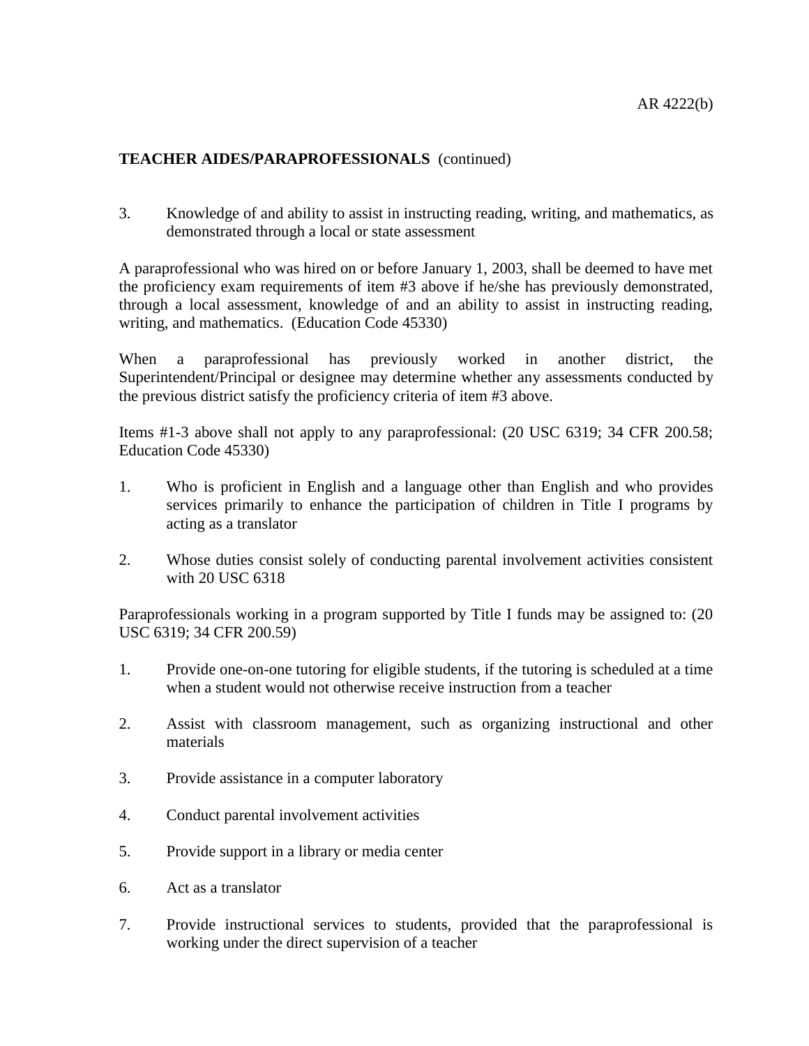**TEACHER AIDES/PARAPROFESSIONALS** (continued)

3. Knowledge of and ability to assist in instructing reading, writing, and mathematics, as demonstrated through a local or state assessment

A paraprofessional who was hired on or before January 1, 2003, shall be deemed to have met the proficiency exam requirements of item #3 above if he/she has previously demonstrated, through a local assessment, knowledge of and an ability to assist in instructing reading, writing, and mathematics. (Education Code 45330)

When a paraprofessional has previously worked in another district, the Superintendent/Principal or designee may determine whether any assessments conducted by the previous district satisfy the proficiency criteria of item #3 above.

Items #1-3 above shall not apply to any paraprofessional: (20 USC 6319; 34 CFR 200.58; Education Code 45330)

1. Who is proficient in English and a language other than English and who provides services primarily to enhance the participation of children in Title I programs by acting as a translator

2. Whose duties consist solely of conducting parental involvement activities consistent with 20 USC 6318

Paraprofessionals working in a program supported by Title I funds may be assigned to: (20 USC 6319; 34 CFR 200.59)

1. Provide one-on-one tutoring for eligible students, if the tutoring is scheduled at a time when a student would not otherwise receive instruction from a teacher

2. Assist with classroom management, such as organizing instructional and other materials

3. Provide assistance in a computer laboratory

4. Conduct parental involvement activities

5. Provide support in a library or media center

6. Act as a translator

7. Provide instructional services to students, provided that the paraprofessional is working under the direct supervision of a teacher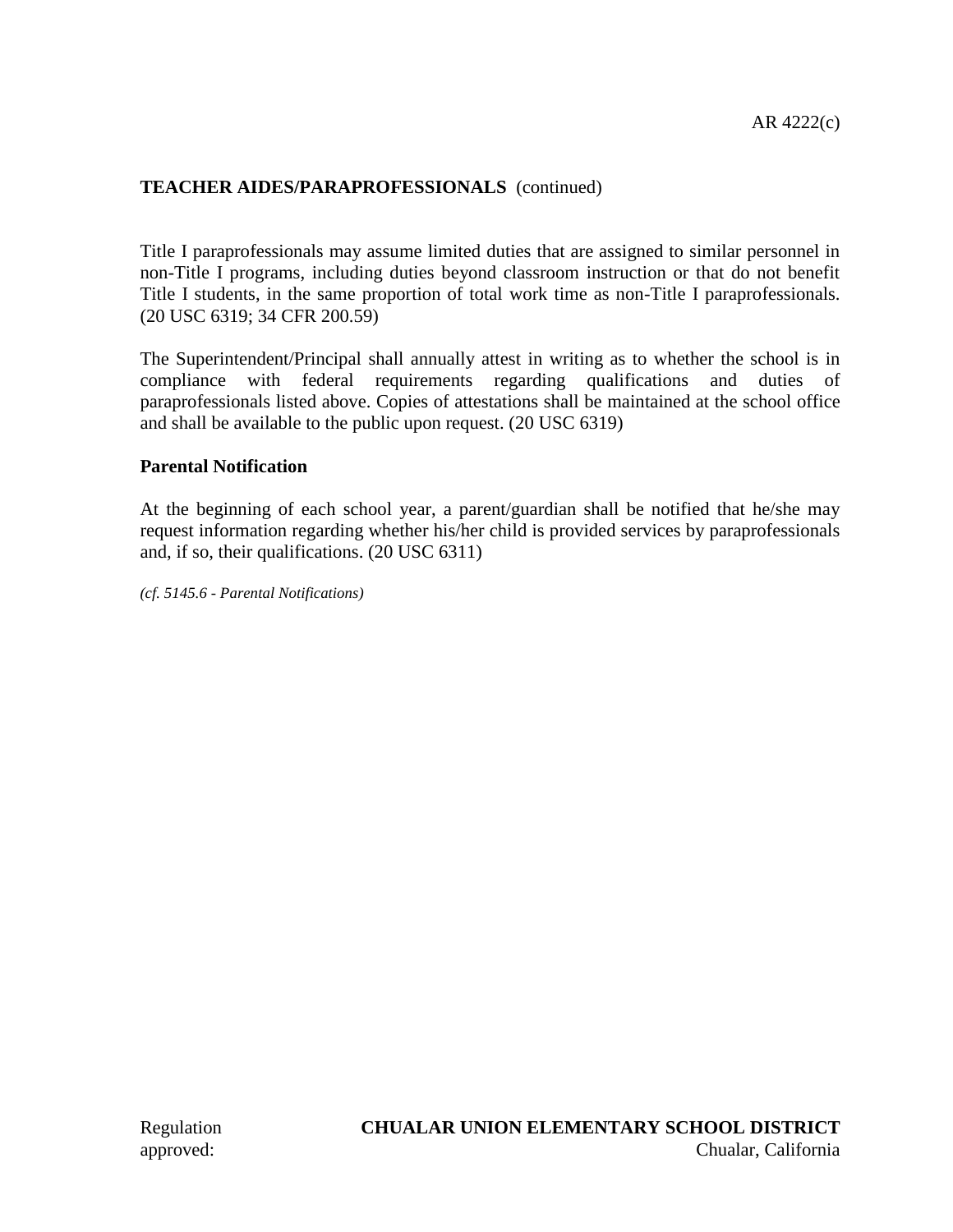**TEACHER AIDES/PARAPROFESSIONALS** (continued)

Title I paraprofessionals may assume limited duties that are assigned to similar personnel in non-Title I programs, including duties beyond classroom instruction or that do not benefit Title I students, in the same proportion of total work time as non-Title I paraprofessionals. (20 USC 6319; 34 CFR 200.59)

The Superintendent/Principal shall annually attest in writing as to whether the school is in compliance with federal requirements regarding qualifications and duties of paraprofessionals listed above. Copies of attestations shall be maintained at the school office and shall be available to the public upon request. (20 USC 6319)

**Parental Notification**

At the beginning of each school year, a parent/guardian shall be notified that he/she may request information regarding whether his/her child is provided services by paraprofessionals and, if so, their qualifications. (20 USC 6311)

*(cf. 5145.6 - Parental Notifications)*

Regulation approved:

**CHUALAR UNION ELEMENTARY SCHOOL DISTRICT**
Chualar, California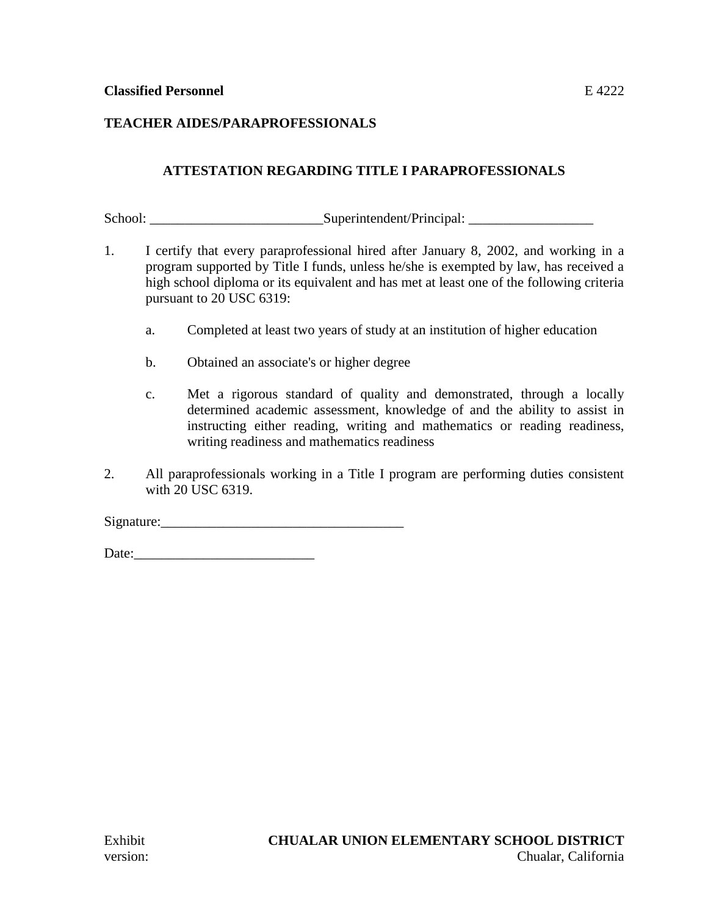**Classified Personnel** E 4222

**TEACHER AIDES/PARAPROFESSIONALS**

## ATTESTATION REGARDING TITLE I PARAPROFESSIONALS

School: _________________________Superintendent/Principal: __________________

1. I certify that every paraprofessional hired after January 8, 2002, and working in a program supported by Title I funds, unless he/she is exempted by law, has received a high school diploma or its equivalent and has met at least one of the following criteria pursuant to 20 USC 6319:

   a. Completed at least two years of study at an institution of higher education

   b. Obtained an associate's or higher degree

   c. Met a rigorous standard of quality and demonstrated, through a locally determined academic assessment, knowledge of and the ability to assist in instructing either reading, writing and mathematics or reading readiness, writing readiness and mathematics readiness

2. All paraprofessionals working in a Title I program are performing duties consistent with 20 USC 6319.

Signature:___________________________________

Date:__________________________

Exhibit
version:

**CHUALAR UNION ELEMENTARY SCHOOL DISTRICT**
Chualar, California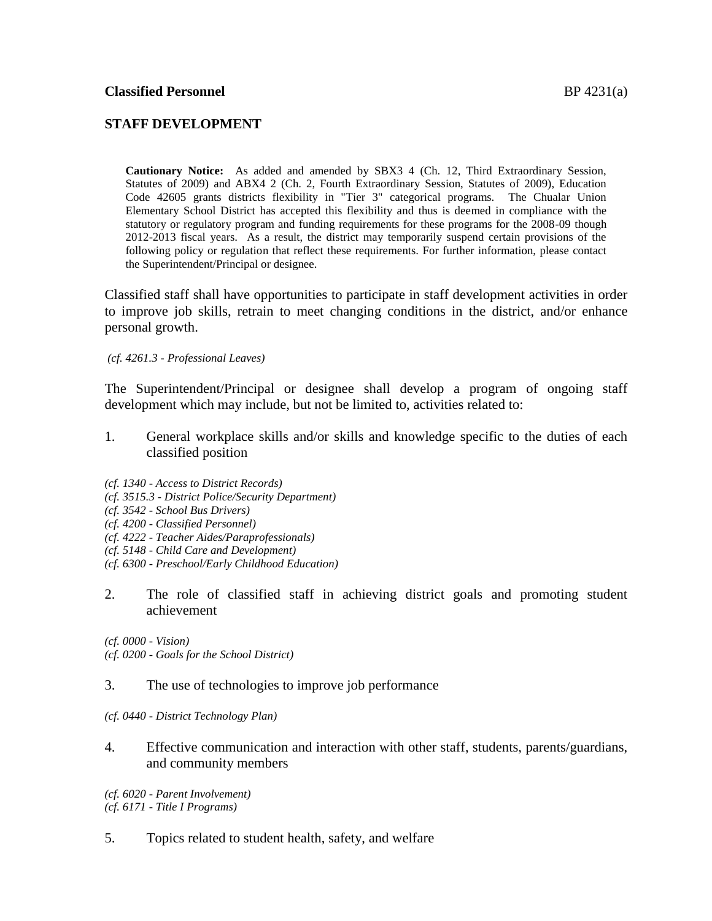**Classified Personnel** BP 4231(a)

## STAFF DEVELOPMENT

> **Cautionary Notice:** As added and amended by SBX3 4 (Ch. 12, Third Extraordinary Session, Statutes of 2009) and ABX4 2 (Ch. 2, Fourth Extraordinary Session, Statutes of 2009), Education Code 42605 grants districts flexibility in "Tier 3" categorical programs. The Chualar Union Elementary School District has accepted this flexibility and thus is deemed in compliance with the statutory or regulatory program and funding requirements for these programs for the 2008-09 though 2012-2013 fiscal years. As a result, the district may temporarily suspend certain provisions of the following policy or regulation that reflect these requirements. For further information, please contact the Superintendent/Principal or designee.

Classified staff shall have opportunities to participate in staff development activities in order to improve job skills, retrain to meet changing conditions in the district, and/or enhance personal growth.

*(cf. 4261.3 - Professional Leaves)*

The Superintendent/Principal or designee shall develop a program of ongoing staff development which may include, but not be limited to, activities related to:

1. General workplace skills and/or skills and knowledge specific to the duties of each classified position

*(cf. 1340 - Access to District Records)*
*(cf. 3515.3 - District Police/Security Department)*
*(cf. 3542 - School Bus Drivers)*
*(cf. 4200 - Classified Personnel)*
*(cf. 4222 - Teacher Aides/Paraprofessionals)*
*(cf. 5148 - Child Care and Development)*
*(cf. 6300 - Preschool/Early Childhood Education)*

2. The role of classified staff in achieving district goals and promoting student achievement

*(cf. 0000 - Vision)*
*(cf. 0200 - Goals for the School District)*

3. The use of technologies to improve job performance

*(cf. 0440 - District Technology Plan)*

4. Effective communication and interaction with other staff, students, parents/guardians, and community members

*(cf. 6020 - Parent Involvement)*
*(cf. 6171 - Title I Programs)*

5. Topics related to student health, safety, and welfare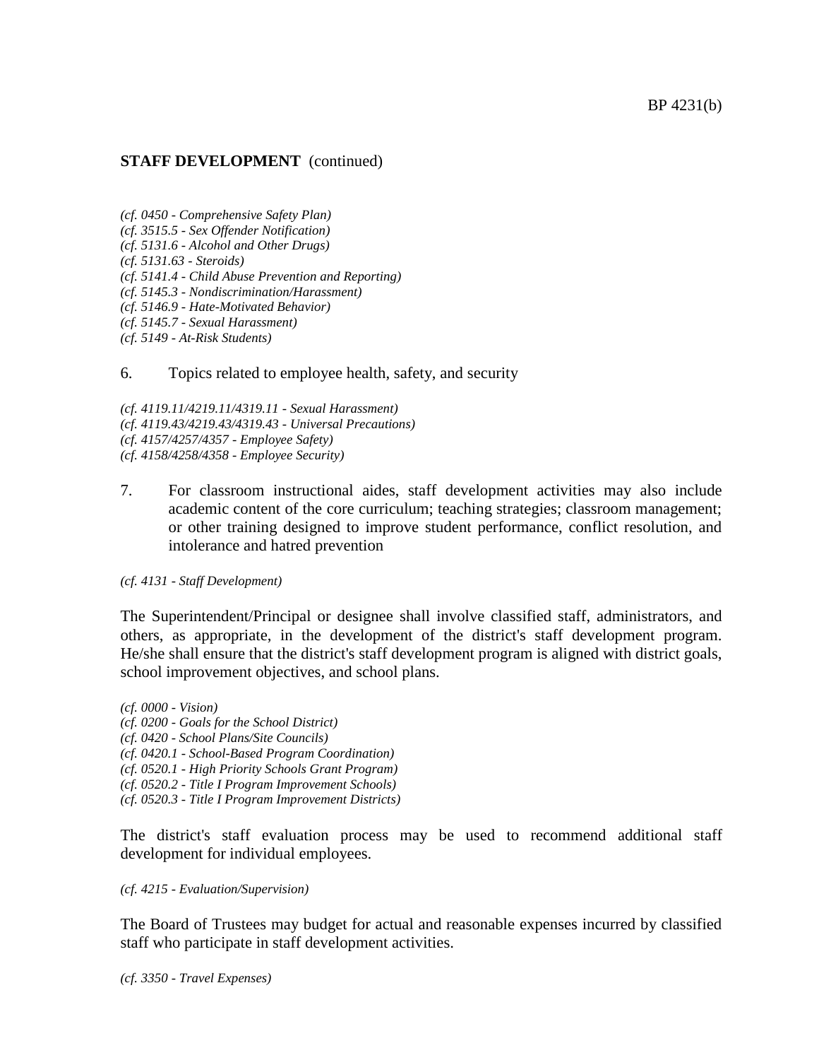**STAFF DEVELOPMENT** (continued)

*(cf. 0450 - Comprehensive Safety Plan)*
*(cf. 3515.5 - Sex Offender Notification)*
*(cf. 5131.6 - Alcohol and Other Drugs)*
*(cf. 5131.63 - Steroids)*
*(cf. 5141.4 - Child Abuse Prevention and Reporting)*
*(cf. 5145.3 - Nondiscrimination/Harassment)*
*(cf. 5146.9 - Hate-Motivated Behavior)*
*(cf. 5145.7 - Sexual Harassment)*
*(cf. 5149 - At-Risk Students)*

6. Topics related to employee health, safety, and security

*(cf. 4119.11/4219.11/4319.11 - Sexual Harassment)*
*(cf. 4119.43/4219.43/4319.43 - Universal Precautions)*
*(cf. 4157/4257/4357 - Employee Safety)*
*(cf. 4158/4258/4358 - Employee Security)*

7. For classroom instructional aides, staff development activities may also include academic content of the core curriculum; teaching strategies; classroom management; or other training designed to improve student performance, conflict resolution, and intolerance and hatred prevention

*(cf. 4131 - Staff Development)*

The Superintendent/Principal or designee shall involve classified staff, administrators, and others, as appropriate, in the development of the district's staff development program. He/she shall ensure that the district's staff development program is aligned with district goals, school improvement objectives, and school plans.

*(cf. 0000 - Vision)*
*(cf. 0200 - Goals for the School District)*
*(cf. 0420 - School Plans/Site Councils)*
*(cf. 0420.1 - School-Based Program Coordination)*
*(cf. 0520.1 - High Priority Schools Grant Program)*
*(cf. 0520.2 - Title I Program Improvement Schools)*
*(cf. 0520.3 - Title I Program Improvement Districts)*

The district's staff evaluation process may be used to recommend additional staff development for individual employees.

*(cf. 4215 - Evaluation/Supervision)*

The Board of Trustees may budget for actual and reasonable expenses incurred by classified staff who participate in staff development activities.

*(cf. 3350 - Travel Expenses)*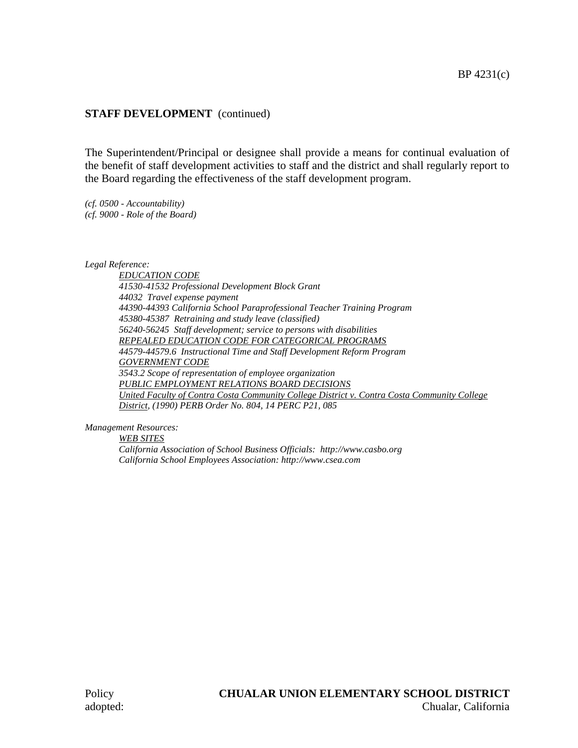**STAFF DEVELOPMENT** (continued)

The Superintendent/Principal or designee shall provide a means for continual evaluation of the benefit of staff development activities to staff and the district and shall regularly report to the Board regarding the effectiveness of the staff development program.

*(cf. 0500 - Accountability)*
*(cf. 9000 - Role of the Board)*

*Legal Reference:*

*EDUCATION CODE*
*41530-41532 Professional Development Block Grant*
*44032 Travel expense payment*
*44390-44393 California School Paraprofessional Teacher Training Program*
*45380-45387 Retraining and study leave (classified)*
*56240-56245 Staff development; service to persons with disabilities*
*REPEALED EDUCATION CODE FOR CATEGORICAL PROGRAMS*
*44579-44579.6 Instructional Time and Staff Development Reform Program*
*GOVERNMENT CODE*
*3543.2 Scope of representation of employee organization*
*PUBLIC EMPLOYMENT RELATIONS BOARD DECISIONS*
*United Faculty of Contra Costa Community College District v. Contra Costa Community College District, (1990) PERB Order No. 804, 14 PERC P21, 085*

*Management Resources:*

*WEB SITES*
*California Association of School Business Officials: http://www.casbo.org*
*California School Employees Association: http://www.csea.com*

Policy adopted:

**CHUALAR UNION ELEMENTARY SCHOOL DISTRICT**
Chualar, California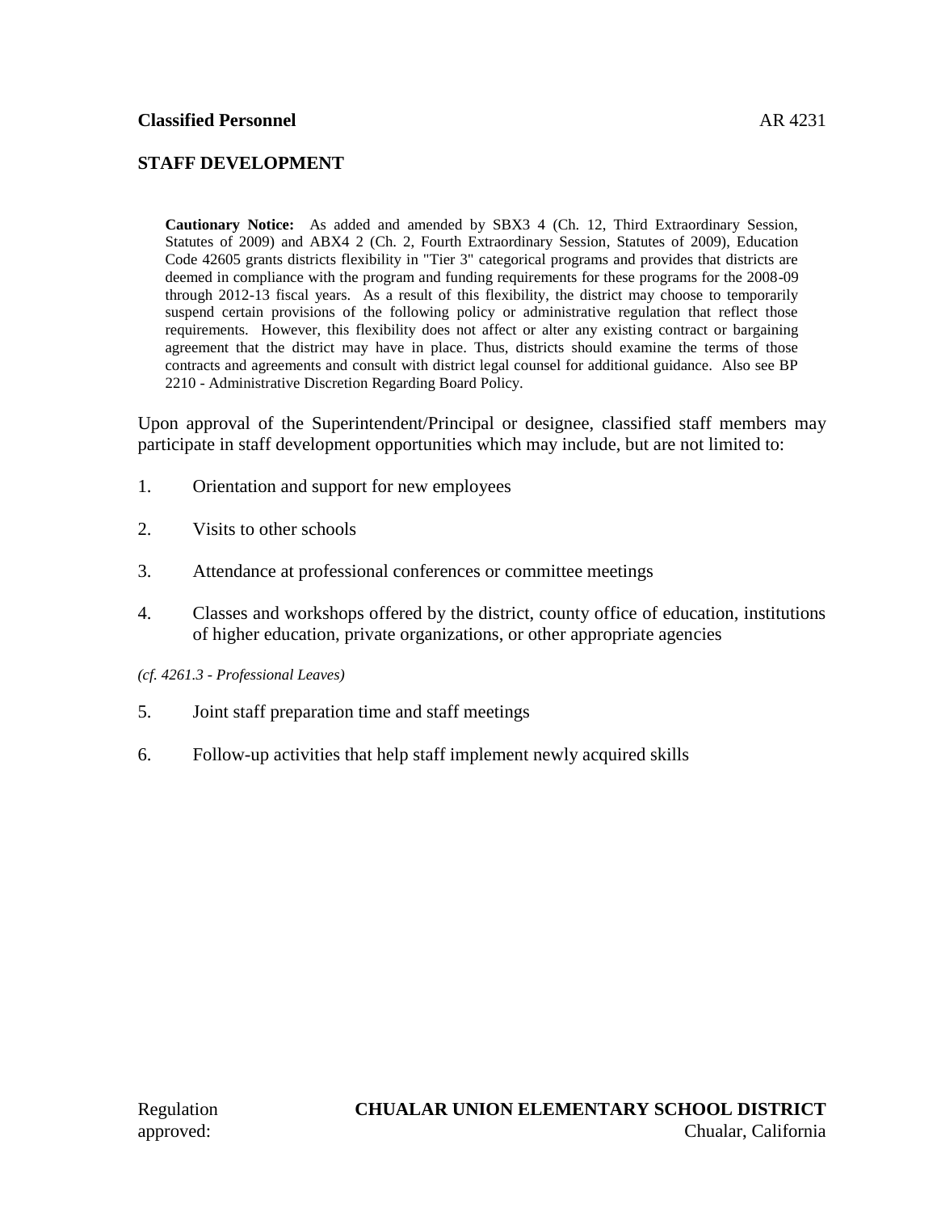**Classified Personnel** AR 4231

## STAFF DEVELOPMENT

**Cautionary Notice:** As added and amended by SBX3 4 (Ch. 12, Third Extraordinary Session, Statutes of 2009) and ABX4 2 (Ch. 2, Fourth Extraordinary Session, Statutes of 2009), Education Code 42605 grants districts flexibility in "Tier 3" categorical programs and provides that districts are deemed in compliance with the program and funding requirements for these programs for the 2008-09 through 2012-13 fiscal years. As a result of this flexibility, the district may choose to temporarily suspend certain provisions of the following policy or administrative regulation that reflect those requirements. However, this flexibility does not affect or alter any existing contract or bargaining agreement that the district may have in place. Thus, districts should examine the terms of those contracts and agreements and consult with district legal counsel for additional guidance. Also see BP 2210 - Administrative Discretion Regarding Board Policy.

Upon approval of the Superintendent/Principal or designee, classified staff members may participate in staff development opportunities which may include, but are not limited to:

1. Orientation and support for new employees

2. Visits to other schools

3. Attendance at professional conferences or committee meetings

4. Classes and workshops offered by the district, county office of education, institutions of higher education, private organizations, or other appropriate agencies

*(cf. 4261.3 - Professional Leaves)*

5. Joint staff preparation time and staff meetings

6. Follow-up activities that help staff implement newly acquired skills

Regulation approved:

**CHUALAR UNION ELEMENTARY SCHOOL DISTRICT**
Chualar, California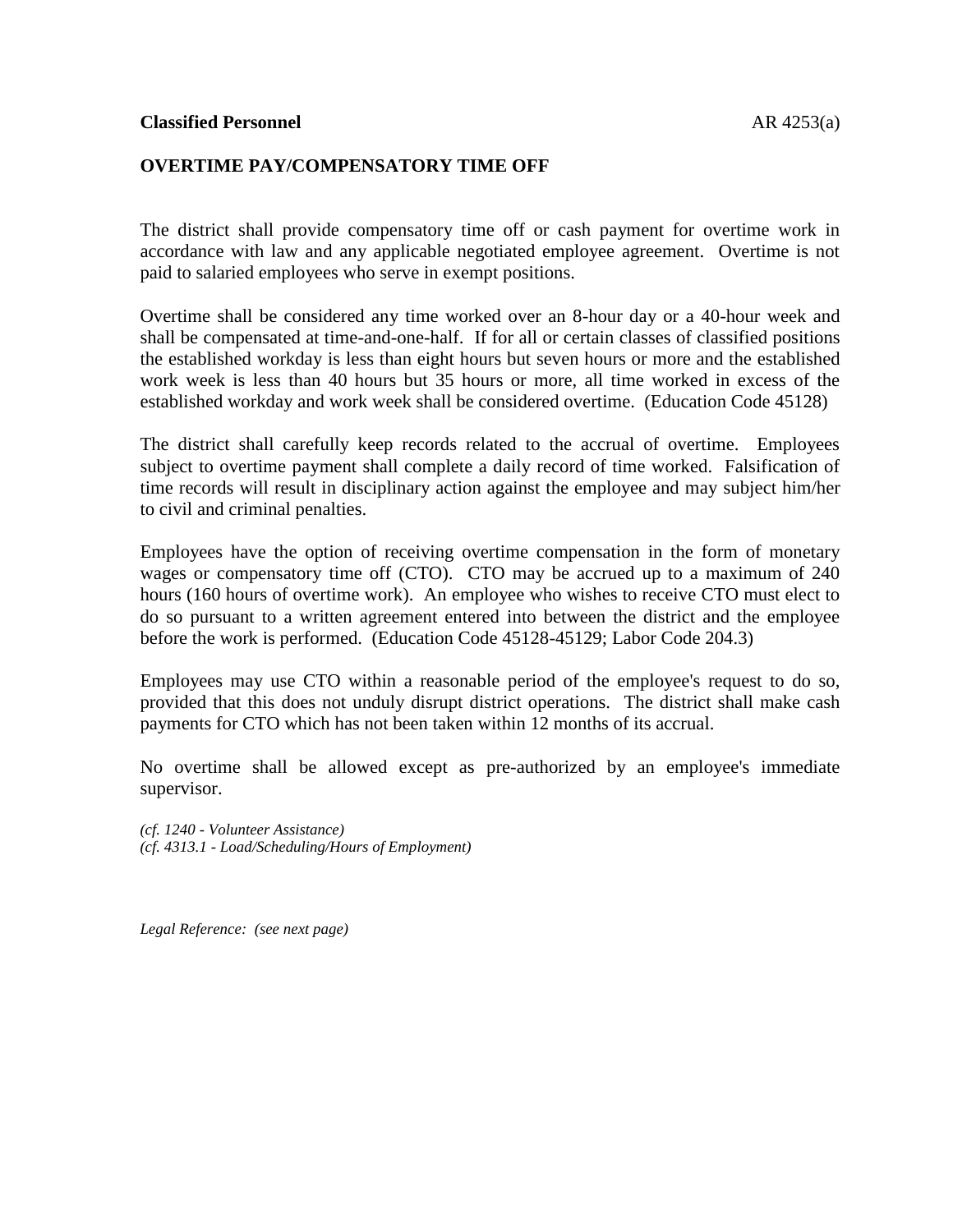**Classified Personnel** AR 4253(a)

## OVERTIME PAY/COMPENSATORY TIME OFF

The district shall provide compensatory time off or cash payment for overtime work in accordance with law and any applicable negotiated employee agreement. Overtime is not paid to salaried employees who serve in exempt positions.

Overtime shall be considered any time worked over an 8-hour day or a 40-hour week and shall be compensated at time-and-one-half. If for all or certain classes of classified positions the established workday is less than eight hours but seven hours or more and the established work week is less than 40 hours but 35 hours or more, all time worked in excess of the established workday and work week shall be considered overtime. (Education Code 45128)

The district shall carefully keep records related to the accrual of overtime. Employees subject to overtime payment shall complete a daily record of time worked. Falsification of time records will result in disciplinary action against the employee and may subject him/her to civil and criminal penalties.

Employees have the option of receiving overtime compensation in the form of monetary wages or compensatory time off (CTO). CTO may be accrued up to a maximum of 240 hours (160 hours of overtime work). An employee who wishes to receive CTO must elect to do so pursuant to a written agreement entered into between the district and the employee before the work is performed. (Education Code 45128-45129; Labor Code 204.3)

Employees may use CTO within a reasonable period of the employee's request to do so, provided that this does not unduly disrupt district operations. The district shall make cash payments for CTO which has not been taken within 12 months of its accrual.

No overtime shall be allowed except as pre-authorized by an employee's immediate supervisor.

*(cf. 1240 - Volunteer Assistance)*
*(cf. 4313.1 - Load/Scheduling/Hours of Employment)*

*Legal Reference: (see next page)*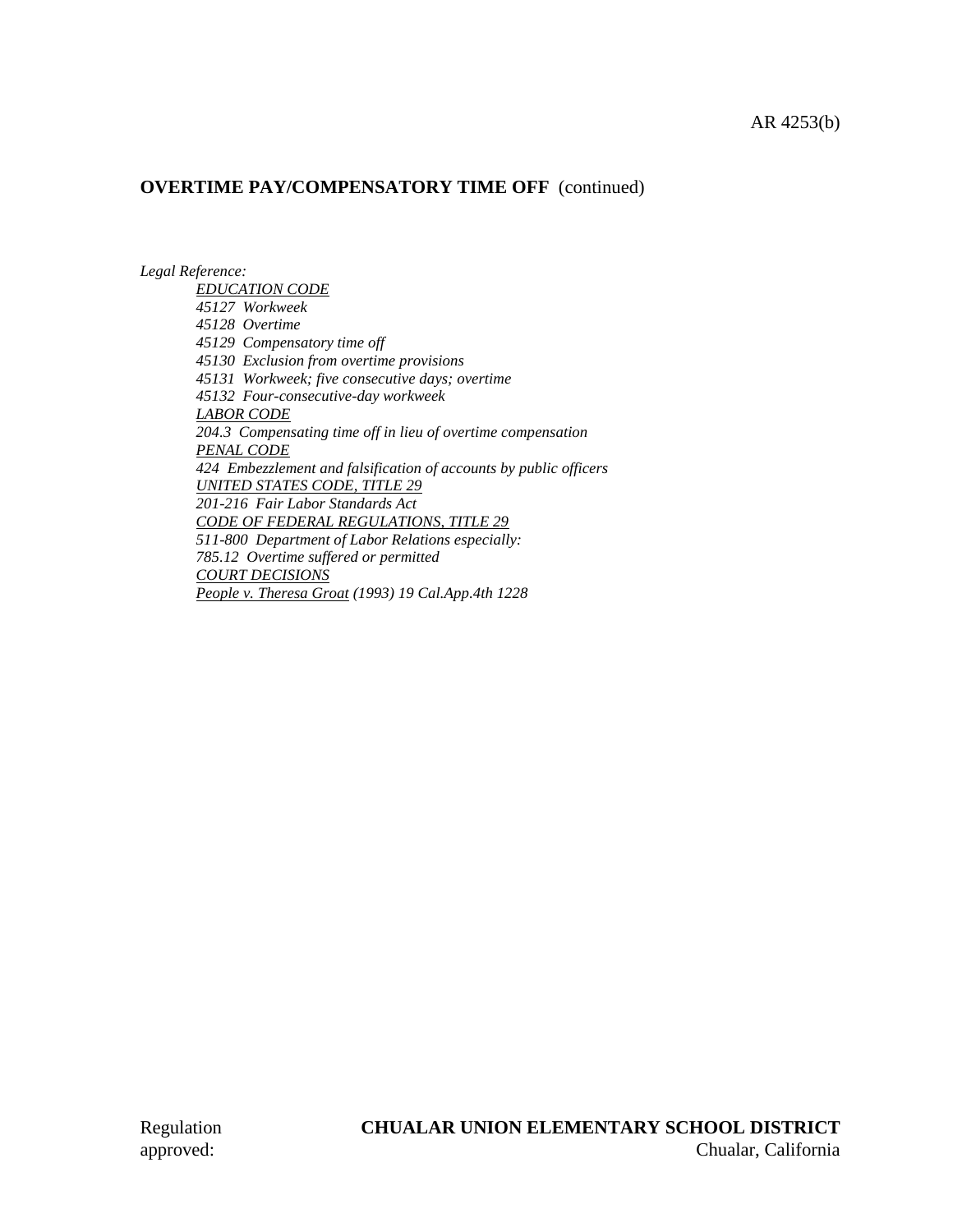**OVERTIME PAY/COMPENSATORY TIME OFF** (continued)

*Legal Reference:*

*EDUCATION CODE*
*45127 Workweek*
*45128 Overtime*
*45129 Compensatory time off*
*45130 Exclusion from overtime provisions*
*45131 Workweek; five consecutive days; overtime*
*45132 Four-consecutive-day workweek*
*LABOR CODE*
*204.3 Compensating time off in lieu of overtime compensation*
*PENAL CODE*
*424 Embezzlement and falsification of accounts by public officers*
*UNITED STATES CODE, TITLE 29*
*201-216 Fair Labor Standards Act*
*CODE OF FEDERAL REGULATIONS, TITLE 29*
*511-800 Department of Labor Relations especially:*
*785.12 Overtime suffered or permitted*
*COURT DECISIONS*
*People v. Theresa Groat (1993) 19 Cal.App.4th 1228*

Regulation approved:

**CHUALAR UNION ELEMENTARY SCHOOL DISTRICT**
Chualar, California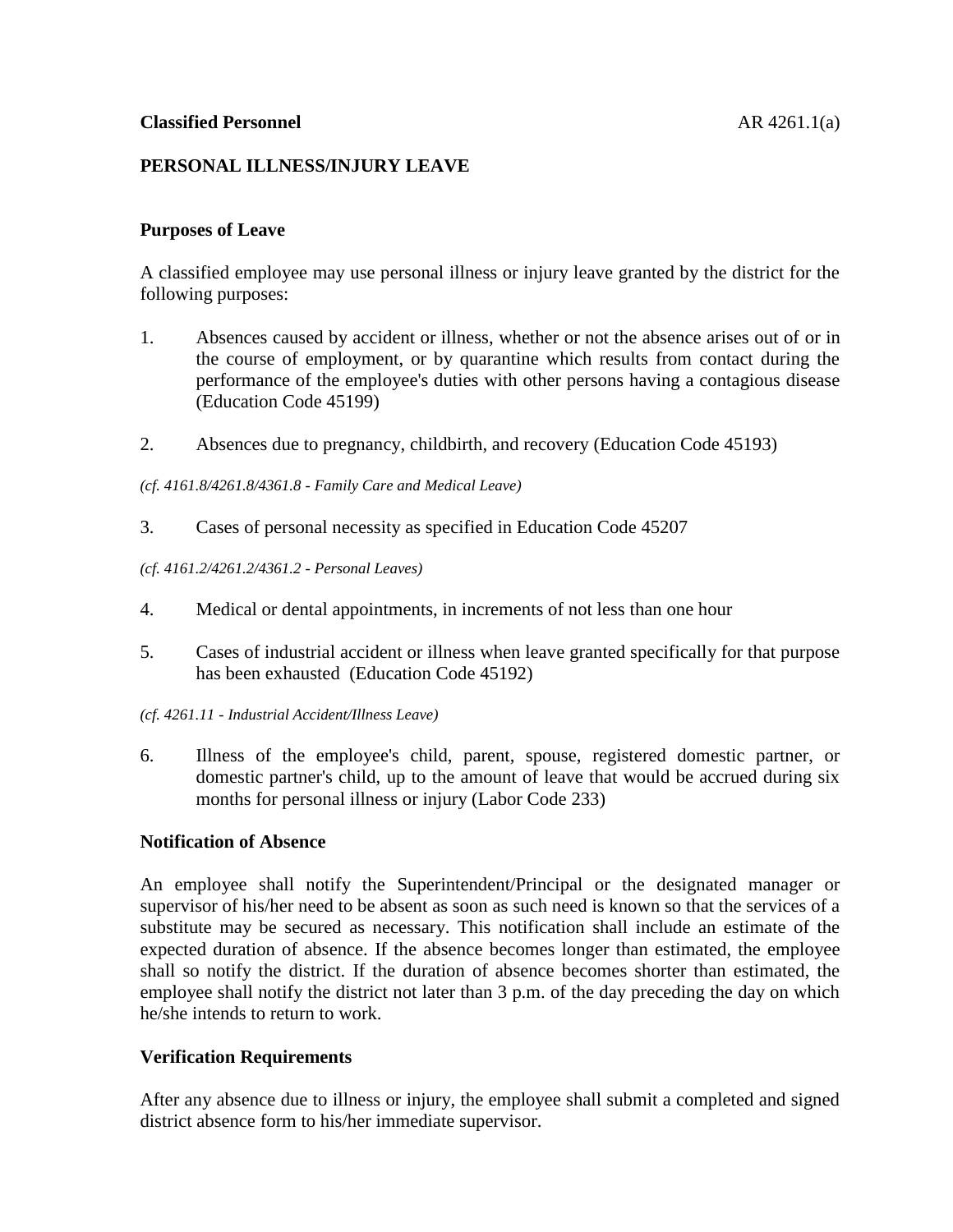**Classified Personnel** AR 4261.1(a)

## PERSONAL ILLNESS/INJURY LEAVE

### Purposes of Leave

A classified employee may use personal illness or injury leave granted by the district for the following purposes:

1. Absences caused by accident or illness, whether or not the absence arises out of or in the course of employment, or by quarantine which results from contact during the performance of the employee's duties with other persons having a contagious disease (Education Code 45199)

2. Absences due to pregnancy, childbirth, and recovery (Education Code 45193)

*(cf. 4161.8/4261.8/4361.8 - Family Care and Medical Leave)*

3. Cases of personal necessity as specified in Education Code 45207

*(cf. 4161.2/4261.2/4361.2 - Personal Leaves)*

4. Medical or dental appointments, in increments of not less than one hour

5. Cases of industrial accident or illness when leave granted specifically for that purpose has been exhausted (Education Code 45192)

*(cf. 4261.11 - Industrial Accident/Illness Leave)*

6. Illness of the employee's child, parent, spouse, registered domestic partner, or domestic partner's child, up to the amount of leave that would be accrued during six months for personal illness or injury (Labor Code 233)

### Notification of Absence

An employee shall notify the Superintendent/Principal or the designated manager or supervisor of his/her need to be absent as soon as such need is known so that the services of a substitute may be secured as necessary. This notification shall include an estimate of the expected duration of absence. If the absence becomes longer than estimated, the employee shall so notify the district. If the duration of absence becomes shorter than estimated, the employee shall notify the district not later than 3 p.m. of the day preceding the day on which he/she intends to return to work.

### Verification Requirements

After any absence due to illness or injury, the employee shall submit a completed and signed district absence form to his/her immediate supervisor.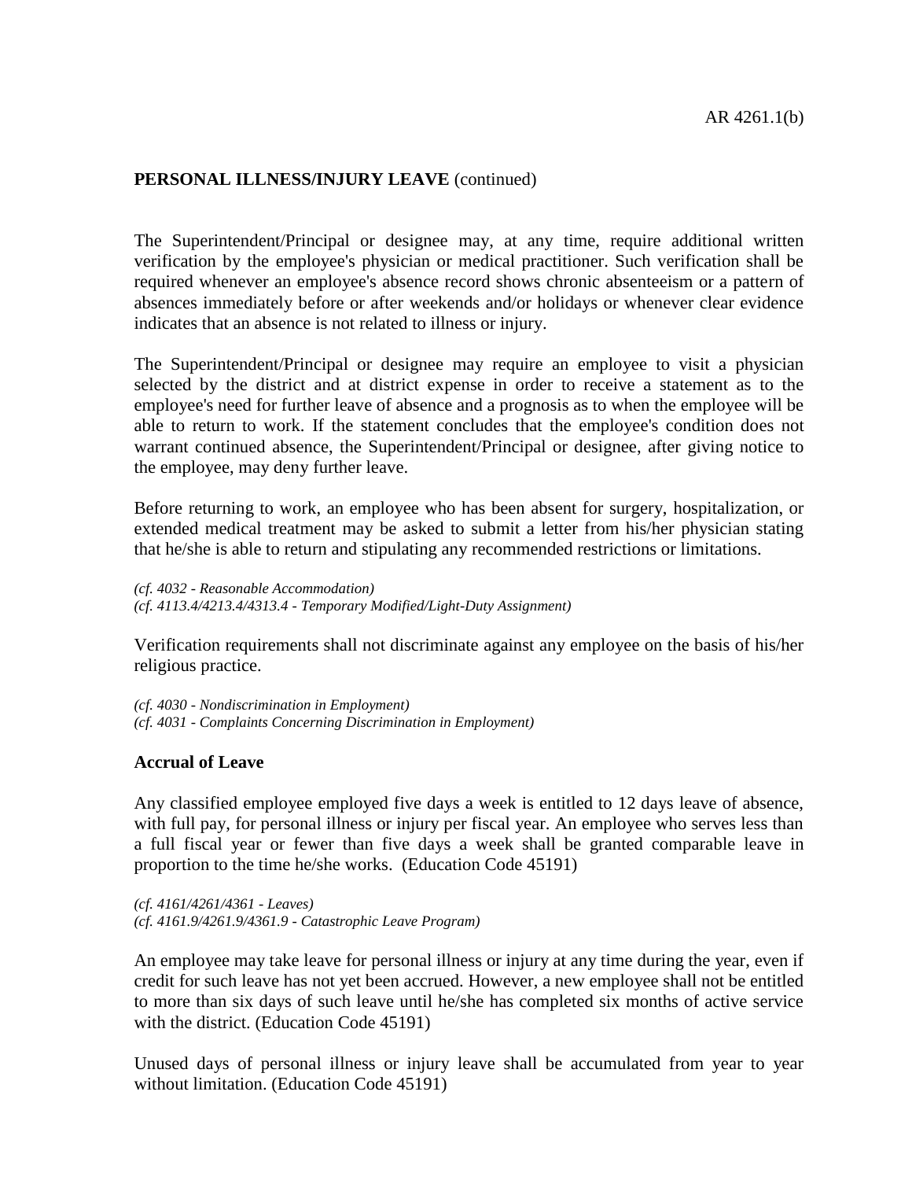**PERSONAL ILLNESS/INJURY LEAVE** (continued)

The Superintendent/Principal or designee may, at any time, require additional written verification by the employee's physician or medical practitioner. Such verification shall be required whenever an employee's absence record shows chronic absenteeism or a pattern of absences immediately before or after weekends and/or holidays or whenever clear evidence indicates that an absence is not related to illness or injury.

The Superintendent/Principal or designee may require an employee to visit a physician selected by the district and at district expense in order to receive a statement as to the employee's need for further leave of absence and a prognosis as to when the employee will be able to return to work. If the statement concludes that the employee's condition does not warrant continued absence, the Superintendent/Principal or designee, after giving notice to the employee, may deny further leave.

Before returning to work, an employee who has been absent for surgery, hospitalization, or extended medical treatment may be asked to submit a letter from his/her physician stating that he/she is able to return and stipulating any recommended restrictions or limitations.

*(cf. 4032 - Reasonable Accommodation)*
*(cf. 4113.4/4213.4/4313.4 - Temporary Modified/Light-Duty Assignment)*

Verification requirements shall not discriminate against any employee on the basis of his/her religious practice.

*(cf. 4030 - Nondiscrimination in Employment)*
*(cf. 4031 - Complaints Concerning Discrimination in Employment)*

**Accrual of Leave**

Any classified employee employed five days a week is entitled to 12 days leave of absence, with full pay, for personal illness or injury per fiscal year. An employee who serves less than a full fiscal year or fewer than five days a week shall be granted comparable leave in proportion to the time he/she works. (Education Code 45191)

*(cf. 4161/4261/4361 - Leaves)*
*(cf. 4161.9/4261.9/4361.9 - Catastrophic Leave Program)*

An employee may take leave for personal illness or injury at any time during the year, even if credit for such leave has not yet been accrued. However, a new employee shall not be entitled to more than six days of such leave until he/she has completed six months of active service with the district. (Education Code 45191)

Unused days of personal illness or injury leave shall be accumulated from year to year without limitation. (Education Code 45191)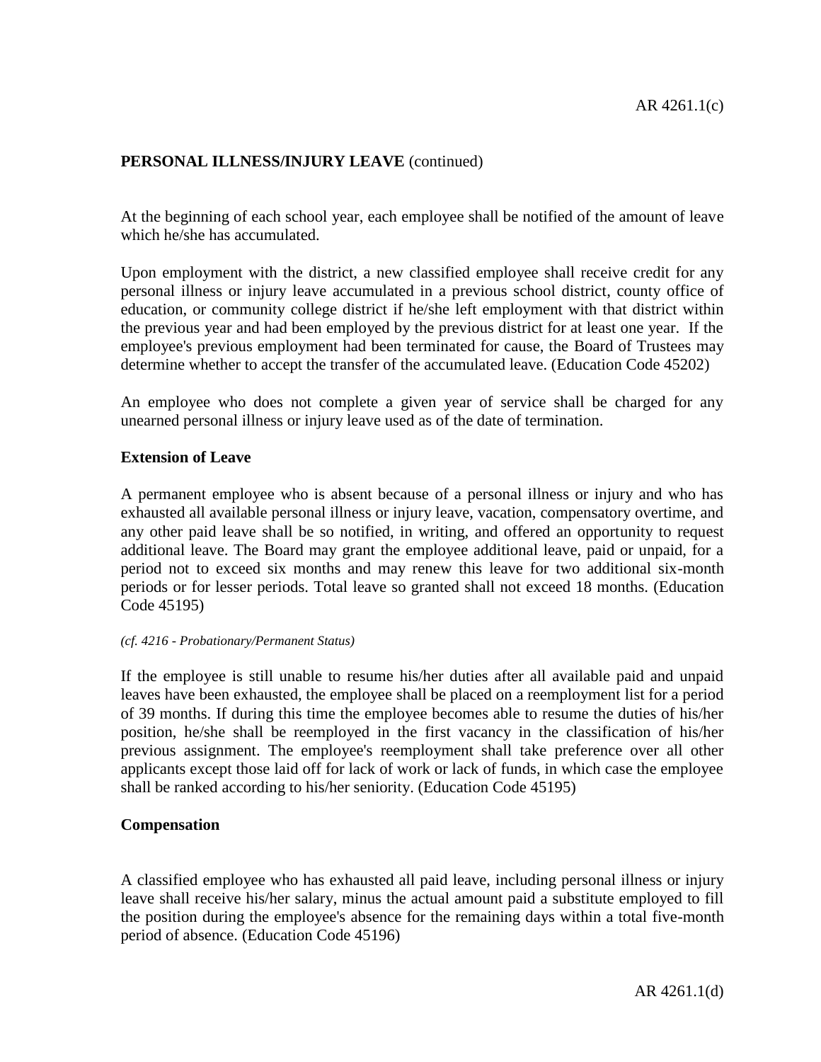**PERSONAL ILLNESS/INJURY LEAVE** (continued)

At the beginning of each school year, each employee shall be notified of the amount of leave which he/she has accumulated.

Upon employment with the district, a new classified employee shall receive credit for any personal illness or injury leave accumulated in a previous school district, county office of education, or community college district if he/she left employment with that district within the previous year and had been employed by the previous district for at least one year. If the employee's previous employment had been terminated for cause, the Board of Trustees may determine whether to accept the transfer of the accumulated leave. (Education Code 45202)

An employee who does not complete a given year of service shall be charged for any unearned personal illness or injury leave used as of the date of termination.

### Extension of Leave

A permanent employee who is absent because of a personal illness or injury and who has exhausted all available personal illness or injury leave, vacation, compensatory overtime, and any other paid leave shall be so notified, in writing, and offered an opportunity to request additional leave. The Board may grant the employee additional leave, paid or unpaid, for a period not to exceed six months and may renew this leave for two additional six-month periods or for lesser periods. Total leave so granted shall not exceed 18 months. (Education Code 45195)

*(cf. 4216 - Probationary/Permanent Status)*

If the employee is still unable to resume his/her duties after all available paid and unpaid leaves have been exhausted, the employee shall be placed on a reemployment list for a period of 39 months. If during this time the employee becomes able to resume the duties of his/her position, he/she shall be reemployed in the first vacancy in the classification of his/her previous assignment. The employee's reemployment shall take preference over all other applicants except those laid off for lack of work or lack of funds, in which case the employee shall be ranked according to his/her seniority. (Education Code 45195)

### Compensation

A classified employee who has exhausted all paid leave, including personal illness or injury leave shall receive his/her salary, minus the actual amount paid a substitute employed to fill the position during the employee's absence for the remaining days within a total five-month period of absence. (Education Code 45196)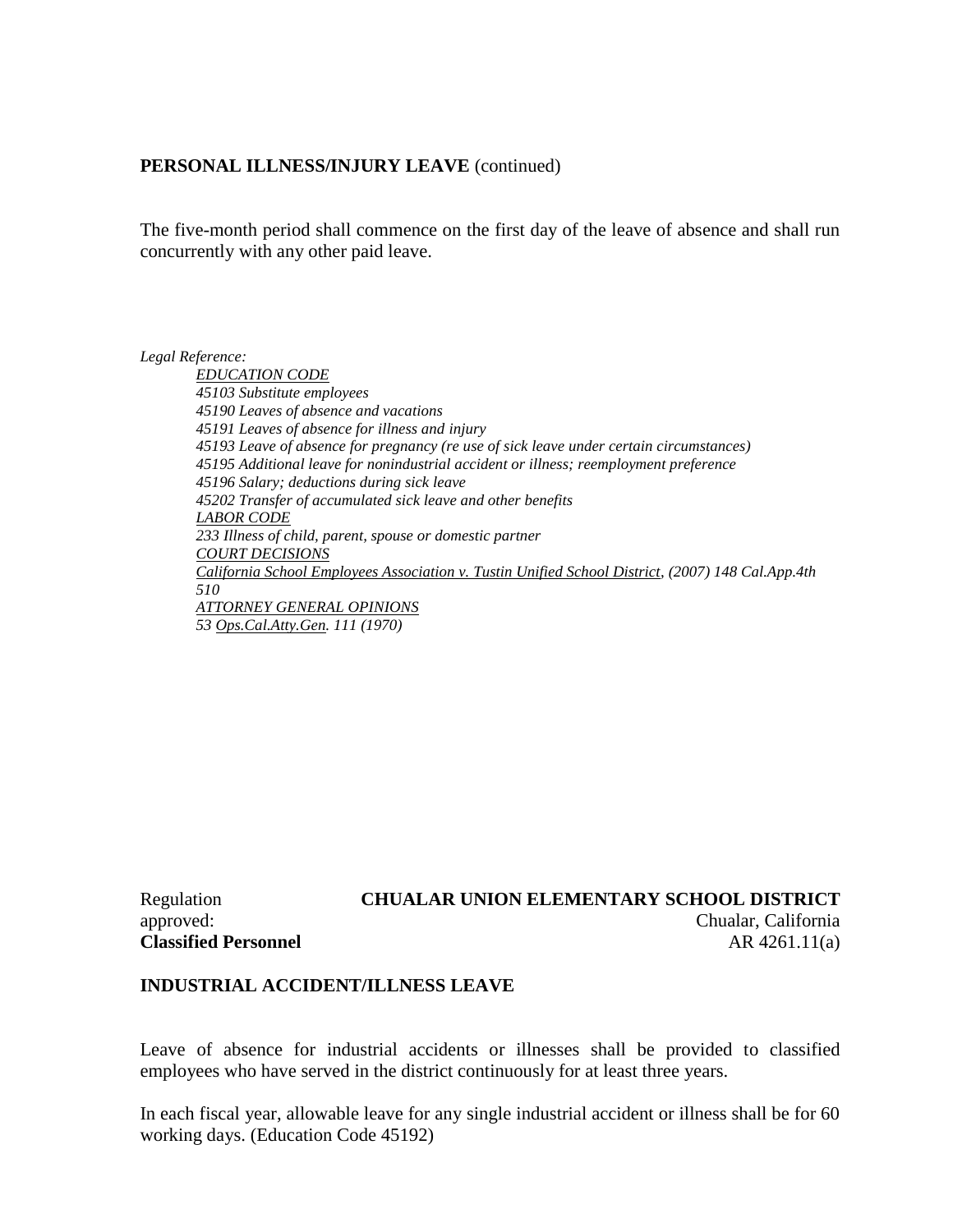**PERSONAL ILLNESS/INJURY LEAVE** (continued)

The five-month period shall commence on the first day of the leave of absence and shall run concurrently with any other paid leave.

*Legal Reference:*

*EDUCATION CODE*
*45103 Substitute employees*
*45190 Leaves of absence and vacations*
*45191 Leaves of absence for illness and injury*
*45193 Leave of absence for pregnancy (re use of sick leave under certain circumstances)*
*45195 Additional leave for nonindustrial accident or illness; reemployment preference*
*45196 Salary; deductions during sick leave*
*45202 Transfer of accumulated sick leave and other benefits*
*LABOR CODE*
*233 Illness of child, parent, spouse or domestic partner*
*COURT DECISIONS*
*California School Employees Association v. Tustin Unified School District, (2007) 148 Cal.App.4th 510*
*ATTORNEY GENERAL OPINIONS*
*53 Ops.Cal.Atty.Gen. 111 (1970)*

Regulation approved: **CHUALAR UNION ELEMENTARY SCHOOL DISTRICT**
Chualar, California

**Classified Personnel** AR 4261.11(a)

**INDUSTRIAL ACCIDENT/ILLNESS LEAVE**

Leave of absence for industrial accidents or illnesses shall be provided to classified employees who have served in the district continuously for at least three years.

In each fiscal year, allowable leave for any single industrial accident or illness shall be for 60 working days. (Education Code 45192)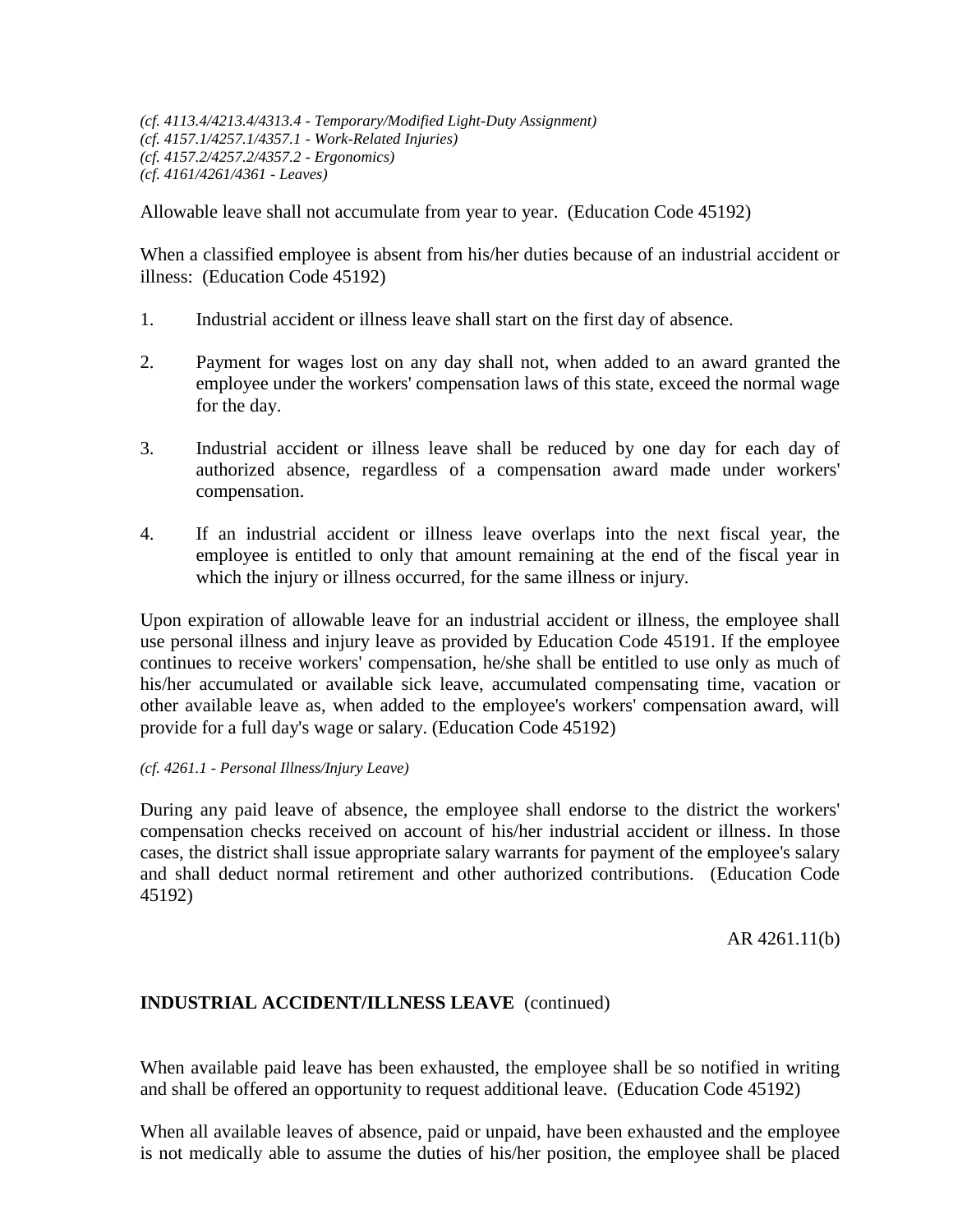*(cf. 4113.4/4213.4/4313.4 - Temporary/Modified Light-Duty Assignment)*
*(cf. 4157.1/4257.1/4357.1 - Work-Related Injuries)*
*(cf. 4157.2/4257.2/4357.2 - Ergonomics)*
*(cf. 4161/4261/4361 - Leaves)*

Allowable leave shall not accumulate from year to year. (Education Code 45192)

When a classified employee is absent from his/her duties because of an industrial accident or illness: (Education Code 45192)

1. Industrial accident or illness leave shall start on the first day of absence.

2. Payment for wages lost on any day shall not, when added to an award granted the employee under the workers' compensation laws of this state, exceed the normal wage for the day.

3. Industrial accident or illness leave shall be reduced by one day for each day of authorized absence, regardless of a compensation award made under workers' compensation.

4. If an industrial accident or illness leave overlaps into the next fiscal year, the employee is entitled to only that amount remaining at the end of the fiscal year in which the injury or illness occurred, for the same illness or injury.

Upon expiration of allowable leave for an industrial accident or illness, the employee shall use personal illness and injury leave as provided by Education Code 45191. If the employee continues to receive workers' compensation, he/she shall be entitled to use only as much of his/her accumulated or available sick leave, accumulated compensating time, vacation or other available leave as, when added to the employee's workers' compensation award, will provide for a full day's wage or salary. (Education Code 45192)

*(cf. 4261.1 - Personal Illness/Injury Leave)*

During any paid leave of absence, the employee shall endorse to the district the workers' compensation checks received on account of his/her industrial accident or illness. In those cases, the district shall issue appropriate salary warrants for payment of the employee's salary and shall deduct normal retirement and other authorized contributions. (Education Code 45192)

AR 4261.11(b)

**INDUSTRIAL ACCIDENT/ILLNESS LEAVE** (continued)

When available paid leave has been exhausted, the employee shall be so notified in writing and shall be offered an opportunity to request additional leave. (Education Code 45192)

When all available leaves of absence, paid or unpaid, have been exhausted and the employee is not medically able to assume the duties of his/her position, the employee shall be placed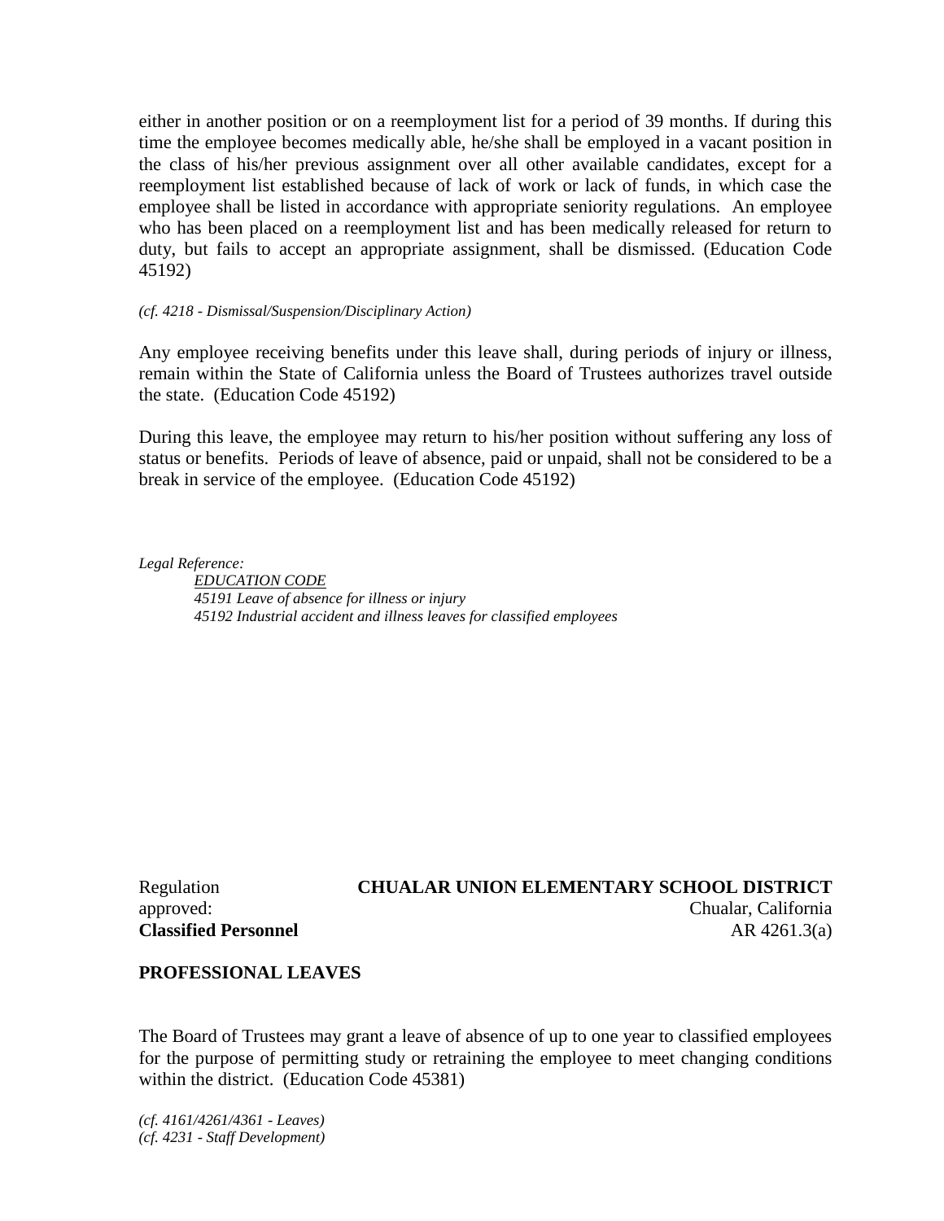either in another position or on a reemployment list for a period of 39 months. If during this time the employee becomes medically able, he/she shall be employed in a vacant position in the class of his/her previous assignment over all other available candidates, except for a reemployment list established because of lack of work or lack of funds, in which case the employee shall be listed in accordance with appropriate seniority regulations. An employee who has been placed on a reemployment list and has been medically released for return to duty, but fails to accept an appropriate assignment, shall be dismissed. (Education Code 45192)

*(cf. 4218 - Dismissal/Suspension/Disciplinary Action)*

Any employee receiving benefits under this leave shall, during periods of injury or illness, remain within the State of California unless the Board of Trustees authorizes travel outside the state. (Education Code 45192)

During this leave, the employee may return to his/her position without suffering any loss of status or benefits. Periods of leave of absence, paid or unpaid, shall not be considered to be a break in service of the employee. (Education Code 45192)

*Legal Reference:*
*EDUCATION CODE*
*45191 Leave of absence for illness or injury*
*45192 Industrial accident and illness leaves for classified employees*

Regulation approved:

**CHUALAR UNION ELEMENTARY SCHOOL DISTRICT**
Chualar, California

**Classified Personnel** AR 4261.3(a)

## PROFESSIONAL LEAVES

The Board of Trustees may grant a leave of absence of up to one year to classified employees for the purpose of permitting study or retraining the employee to meet changing conditions within the district. (Education Code 45381)

*(cf. 4161/4261/4361 - Leaves)*
*(cf. 4231 - Staff Development)*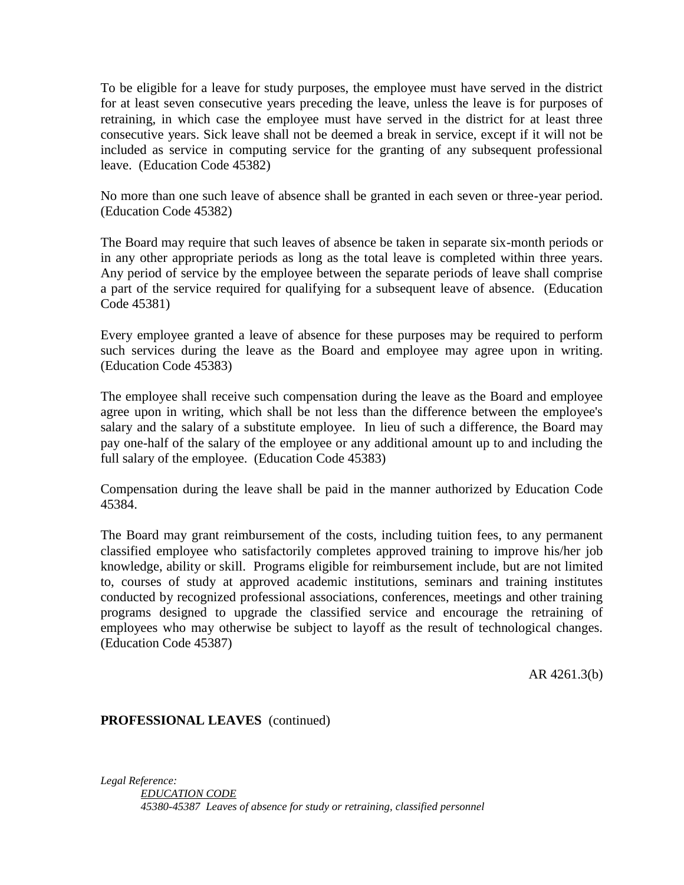To be eligible for a leave for study purposes, the employee must have served in the district for at least seven consecutive years preceding the leave, unless the leave is for purposes of retraining, in which case the employee must have served in the district for at least three consecutive years. Sick leave shall not be deemed a break in service, except if it will not be included as service in computing service for the granting of any subsequent professional leave. (Education Code 45382)

No more than one such leave of absence shall be granted in each seven or three-year period. (Education Code 45382)

The Board may require that such leaves of absence be taken in separate six-month periods or in any other appropriate periods as long as the total leave is completed within three years. Any period of service by the employee between the separate periods of leave shall comprise a part of the service required for qualifying for a subsequent leave of absence. (Education Code 45381)

Every employee granted a leave of absence for these purposes may be required to perform such services during the leave as the Board and employee may agree upon in writing. (Education Code 45383)

The employee shall receive such compensation during the leave as the Board and employee agree upon in writing, which shall be not less than the difference between the employee's salary and the salary of a substitute employee. In lieu of such a difference, the Board may pay one-half of the salary of the employee or any additional amount up to and including the full salary of the employee. (Education Code 45383)

Compensation during the leave shall be paid in the manner authorized by Education Code 45384.

The Board may grant reimbursement of the costs, including tuition fees, to any permanent classified employee who satisfactorily completes approved training to improve his/her job knowledge, ability or skill. Programs eligible for reimbursement include, but are not limited to, courses of study at approved academic institutions, seminars and training institutes conducted by recognized professional associations, conferences, meetings and other training programs designed to upgrade the classified service and encourage the retraining of employees who may otherwise be subject to layoff as the result of technological changes. (Education Code 45387)

AR 4261.3(b)

**PROFESSIONAL LEAVES** (continued)

*Legal Reference:*

*EDUCATION CODE*

*45380-45387 Leaves of absence for study or retraining, classified personnel*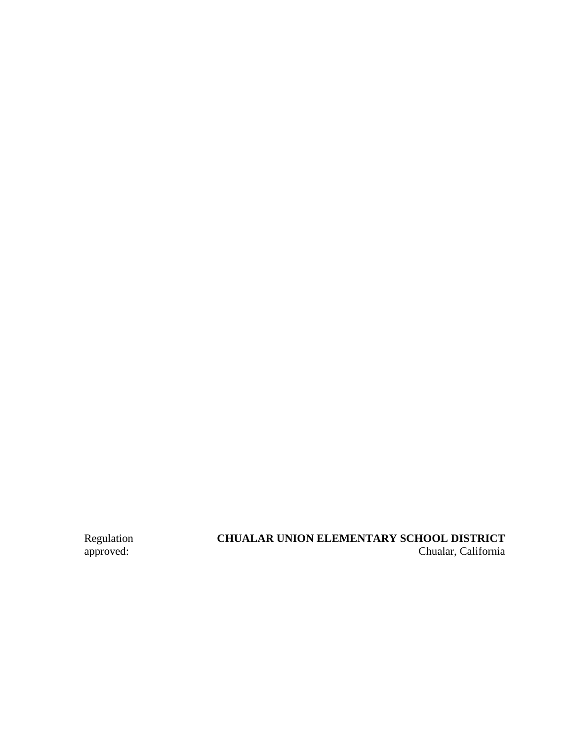Regulation approved:

**CHUALAR UNION ELEMENTARY SCHOOL DISTRICT**
Chualar, California